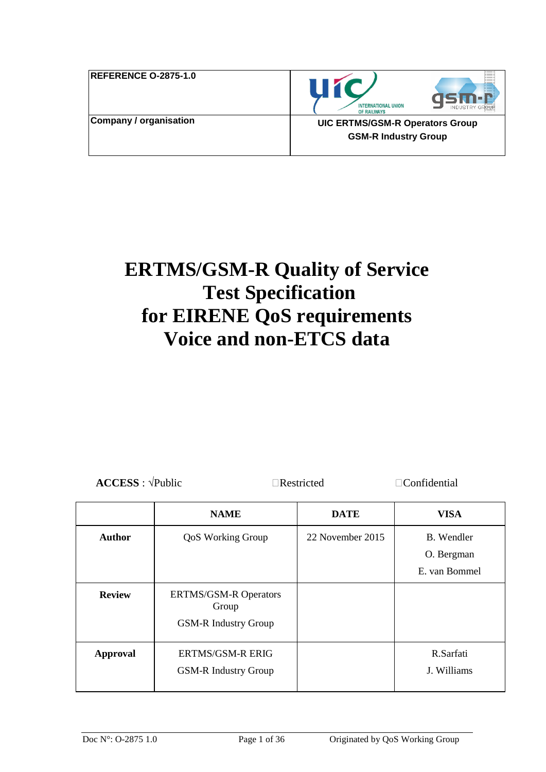| REFERENCE O-2875-1.0 | |
|---|---|
| Company / organisation | UIC ERTMS/GSM-R Operators Group<br>GSM-R Industry Group |

# ERTMS/GSM-R Quality of Service Test Specification for EIRENE QoS requirements Voice and non-ETCS data

**ACCESS** : √Public ☐Restricted ☐Confidential

| | NAME | DATE | VISA |
|---|---|---|---|
| **Author** | QoS Working Group | 22 November 2015 | B. Wendler<br>O. Bergman<br>E. van Bommel |
| **Review** | ERTMS/GSM-R Operators Group<br>GSM-R Industry Group | | |
| **Approval** | ERTMS/GSM-R ERIG<br>GSM-R Industry Group | | R.Sarfati<br>J. Williams |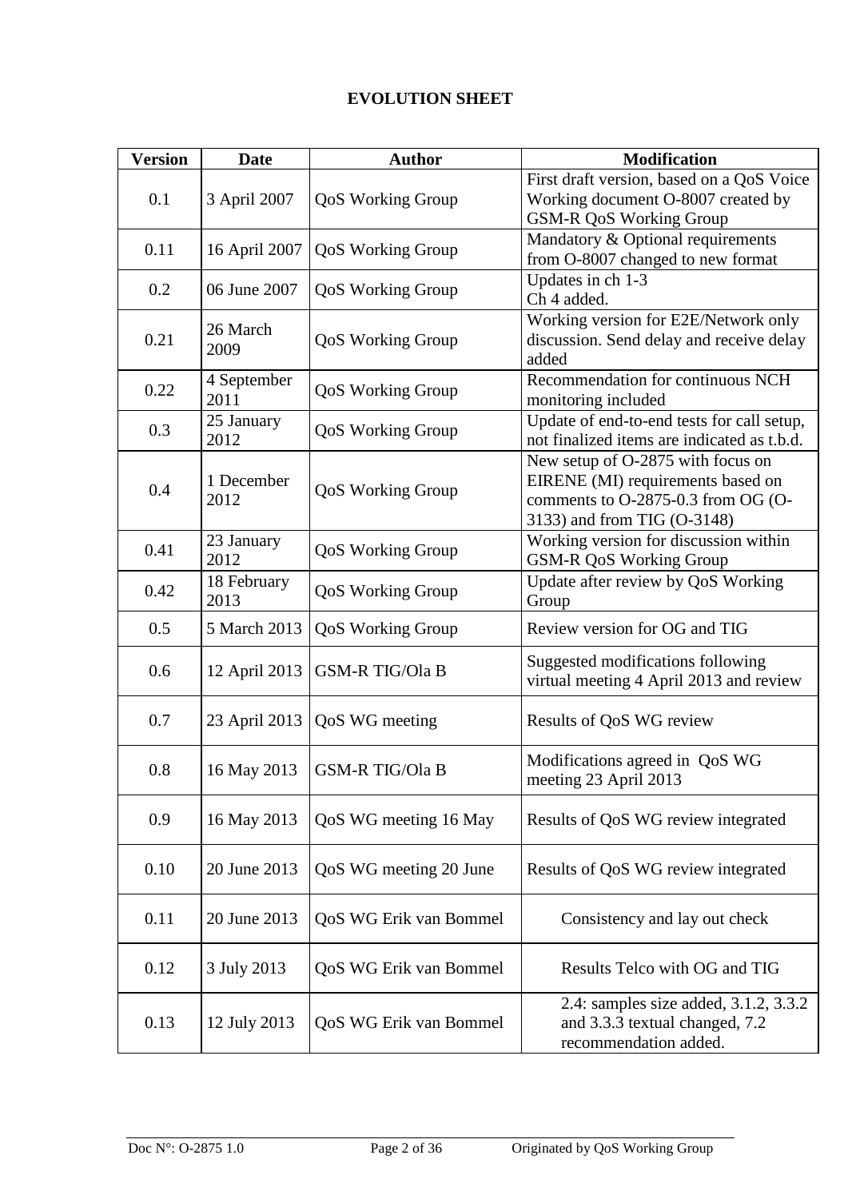**EVOLUTION SHEET**

| Version | Date | Author | Modification |
|---|---|---|---|
| 0.1 | 3 April 2007 | QoS Working Group | First draft version, based on a QoS Voice Working document O-8007 created by GSM-R QoS Working Group |
| 0.11 | 16 April 2007 | QoS Working Group | Mandatory & Optional requirements from O-8007 changed to new format |
| 0.2 | 06 June 2007 | QoS Working Group | Updates in ch 1-3<br>Ch 4 added. |
| 0.21 | 26 March 2009 | QoS Working Group | Working version for E2E/Network only discussion. Send delay and receive delay added |
| 0.22 | 4 September 2011 | QoS Working Group | Recommendation for continuous NCH monitoring included |
| 0.3 | 25 January 2012 | QoS Working Group | Update of end-to-end tests for call setup, not finalized items are indicated as t.b.d. |
| 0.4 | 1 December 2012 | QoS Working Group | New setup of O-2875 with focus on EIRENE (MI) requirements based on comments to O-2875-0.3 from OG (O-3133) and from TIG (O-3148) |
| 0.41 | 23 January 2012 | QoS Working Group | Working version for discussion within GSM-R QoS Working Group |
| 0.42 | 18 February 2013 | QoS Working Group | Update after review by QoS Working Group |
| 0.5 | 5 March 2013 | QoS Working Group | Review version for OG and TIG |
| 0.6 | 12 April 2013 | GSM-R TIG/Ola B | Suggested modifications following virtual meeting 4 April 2013 and review |
| 0.7 | 23 April 2013 | QoS WG meeting | Results of QoS WG review |
| 0.8 | 16 May 2013 | GSM-R TIG/Ola B | Modifications agreed in QoS WG meeting 23 April 2013 |
| 0.9 | 16 May 2013 | QoS WG meeting 16 May | Results of QoS WG review integrated |
| 0.10 | 20 June 2013 | QoS WG meeting 20 June | Results of QoS WG review integrated |
| 0.11 | 20 June 2013 | QoS WG Erik van Bommel | Consistency and lay out check |
| 0.12 | 3 July 2013 | QoS WG Erik van Bommel | Results Telco with OG and TIG |
| 0.13 | 12 July 2013 | QoS WG Erik van Bommel | 2.4: samples size added, 3.1.2, 3.3.2 and 3.3.3 textual changed, 7.2 recommendation added. |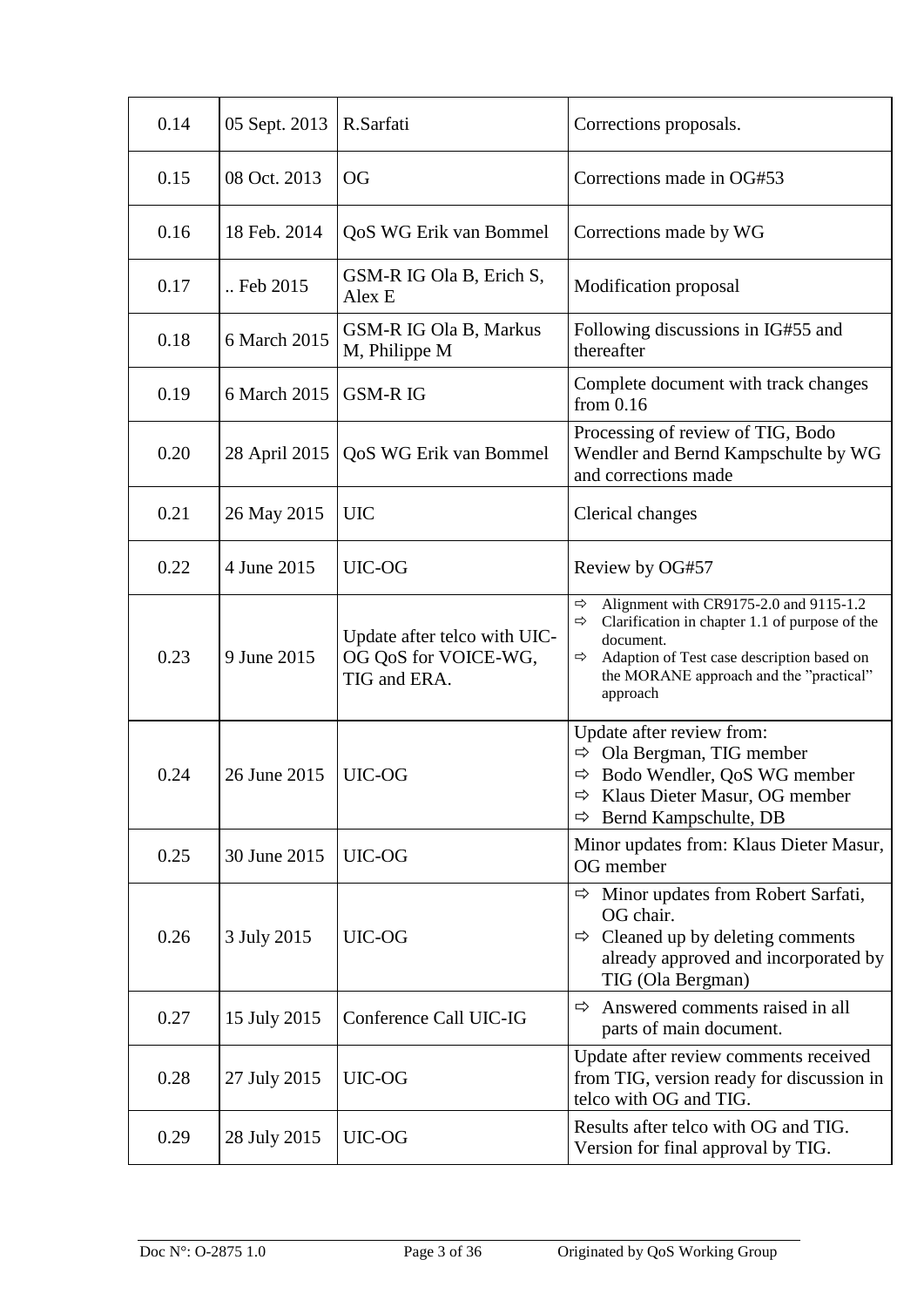| 0.14 | 05 Sept. 2013 | R.Sarfati | Corrections proposals. |
|---|---|---|---|
| 0.15 | 08 Oct. 2013 | OG | Corrections made in OG#53 |
| 0.16 | 18 Feb. 2014 | QoS WG Erik van Bommel | Corrections made by WG |
| 0.17 | .. Feb 2015 | GSM-R IG Ola B, Erich S, Alex E | Modification proposal |
| 0.18 | 6 March 2015 | GSM-R IG Ola B, Markus M, Philippe M | Following discussions in IG#55 and thereafter |
| 0.19 | 6 March 2015 | GSM-R IG | Complete document with track changes from 0.16 |
| 0.20 | 28 April 2015 | QoS WG Erik van Bommel | Processing of review of TIG, Bodo Wendler and Bernd Kampschulte by WG and corrections made |
| 0.21 | 26 May 2015 | UIC | Clerical changes |
| 0.22 | 4 June 2015 | UIC-OG | Review by OG#57 |
| 0.23 | 9 June 2015 | Update after telco with UIC-OG QoS for VOICE-WG, TIG and ERA. | ⇨ Alignment with CR9175-2.0 and 9115-1.2<br>⇨ Clarification in chapter 1.1 of purpose of the document.<br>⇨ Adaption of Test case description based on the MORANE approach and the "practical" approach |
| 0.24 | 26 June 2015 | UIC-OG | Update after review from:<br>⇨ Ola Bergman, TIG member<br>⇨ Bodo Wendler, QoS WG member<br>⇨ Klaus Dieter Masur, OG member<br>⇨ Bernd Kampschulte, DB |
| 0.25 | 30 June 2015 | UIC-OG | Minor updates from: Klaus Dieter Masur, OG member |
| 0.26 | 3 July 2015 | UIC-OG | ⇨ Minor updates from Robert Sarfati, OG chair.<br>⇨ Cleaned up by deleting comments already approved and incorporated by TIG (Ola Bergman) |
| 0.27 | 15 July 2015 | Conference Call UIC-IG | ⇨ Answered comments raised in all parts of main document. |
| 0.28 | 27 July 2015 | UIC-OG | Update after review comments received from TIG, version ready for discussion in telco with OG and TIG. |
| 0.29 | 28 July 2015 | UIC-OG | Results after telco with OG and TIG. Version for final approval by TIG. |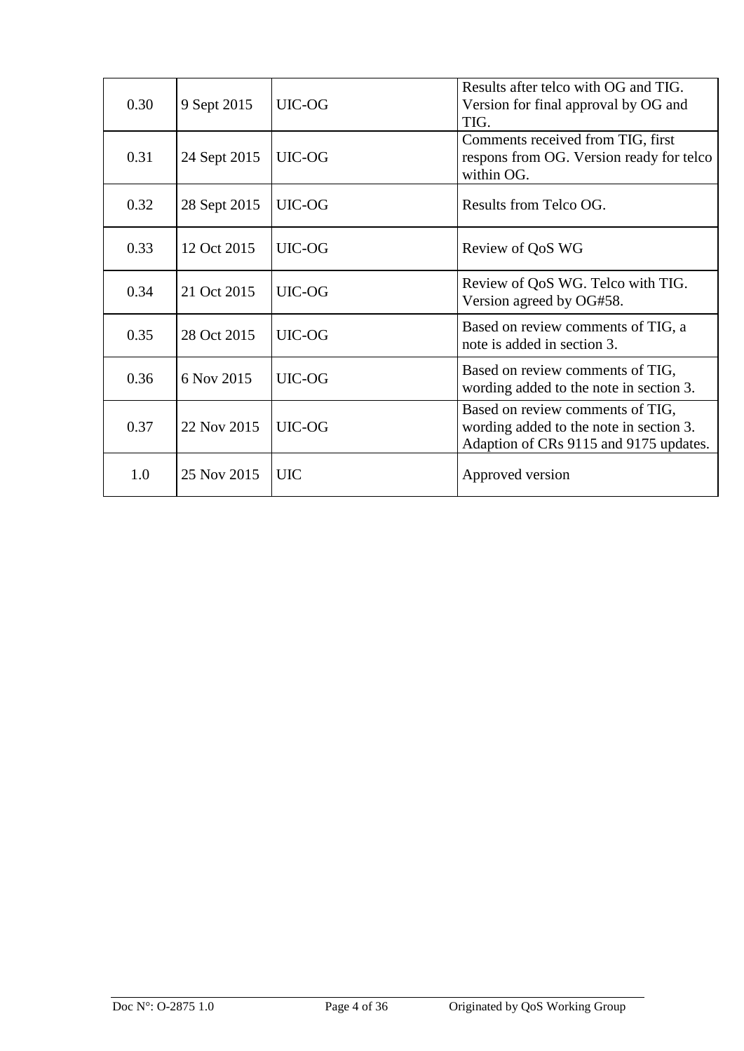| | | | |
|---|---|---|---|
| 0.30 | 9 Sept 2015 | UIC-OG | Results after telco with OG and TIG. Version for final approval by OG and TIG. |
| 0.31 | 24 Sept 2015 | UIC-OG | Comments received from TIG, first respons from OG. Version ready for telco within OG. |
| 0.32 | 28 Sept 2015 | UIC-OG | Results from Telco OG. |
| 0.33 | 12 Oct 2015 | UIC-OG | Review of QoS WG |
| 0.34 | 21 Oct 2015 | UIC-OG | Review of QoS WG. Telco with TIG. Version agreed by OG#58. |
| 0.35 | 28 Oct 2015 | UIC-OG | Based on review comments of TIG, a note is added in section 3. |
| 0.36 | 6 Nov 2015 | UIC-OG | Based on review comments of TIG, wording added to the note in section 3. |
| 0.37 | 22 Nov 2015 | UIC-OG | Based on review comments of TIG, wording added to the note in section 3. Adaption of CRs 9115 and 9175 updates. |
| 1.0 | 25 Nov 2015 | UIC | Approved version |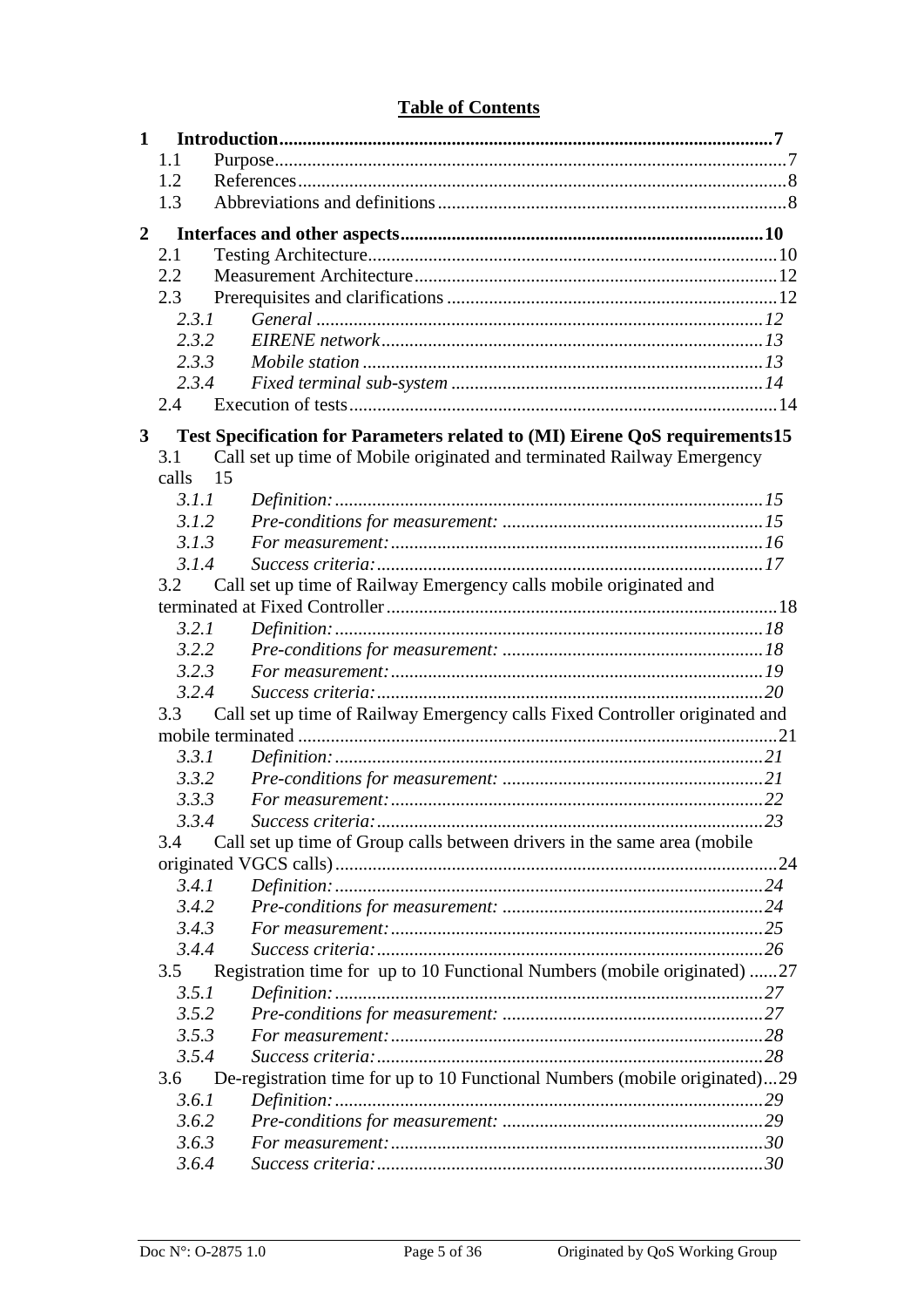# Table of Contents

**1 Introduction .......................................................................................................7**

- 1.1 Purpose.........................................................................................................7
- 1.2 References.....................................................................................................8
- 1.3 Abbreviations and definitions.........................................................................8

**2 Interfaces and other aspects............................................................................10**

- 2.1 Testing Architecture.....................................................................................10
- 2.2 Measurement Architecture............................................................................12
- 2.3 Prerequisites and clarifications.....................................................................12
  - *2.3.1 General .............................................................................................12*
  - *2.3.2 EIRENE network................................................................................13*
  - *2.3.3 Mobile station ....................................................................................13*
  - *2.3.4 Fixed terminal sub-system .................................................................14*
- 2.4 Execution of tests.........................................................................................14

**3 Test Specification for Parameters related to (MI) Eirene QoS requirements15**

- 3.1 Call set up time of Mobile originated and terminated Railway Emergency calls 15
  - *3.1.1 Definition: ..........................................................................................15*
  - *3.1.2 Pre-conditions for measurement: .......................................................15*
  - *3.1.3 For measurement:...............................................................................16*
  - *3.1.4 Success criteria:..................................................................................17*
- 3.2 Call set up time of Railway Emergency calls mobile originated and terminated at Fixed Controller..................................................................................18
  - *3.2.1 Definition: ..........................................................................................18*
  - *3.2.2 Pre-conditions for measurement: .......................................................18*
  - *3.2.3 For measurement:...............................................................................19*
  - *3.2.4 Success criteria:..................................................................................20*
- 3.3 Call set up time of Railway Emergency calls Fixed Controller originated and mobile terminated .....................................................................................21
  - *3.3.1 Definition: ..........................................................................................21*
  - *3.3.2 Pre-conditions for measurement: .......................................................21*
  - *3.3.3 For measurement:...............................................................................22*
  - *3.3.4 Success criteria:..................................................................................23*
- 3.4 Call set up time of Group calls between drivers in the same area (mobile originated VGCS calls)............................................................................24
  - *3.4.1 Definition: ..........................................................................................24*
  - *3.4.2 Pre-conditions for measurement: .......................................................24*
  - *3.4.3 For measurement:...............................................................................25*
  - *3.4.4 Success criteria:..................................................................................26*
- 3.5 Registration time for up to 10 Functional Numbers (mobile originated) ......27
  - *3.5.1 Definition: ..........................................................................................27*
  - *3.5.2 Pre-conditions for measurement: .......................................................27*
  - *3.5.3 For measurement:...............................................................................28*
  - *3.5.4 Success criteria:..................................................................................28*
- 3.6 De-registration time for up to 10 Functional Numbers (mobile originated)...29
  - *3.6.1 Definition: ..........................................................................................29*
  - *3.6.2 Pre-conditions for measurement: .......................................................29*
  - *3.6.3 For measurement:...............................................................................30*
  - *3.6.4 Success criteria:..................................................................................30*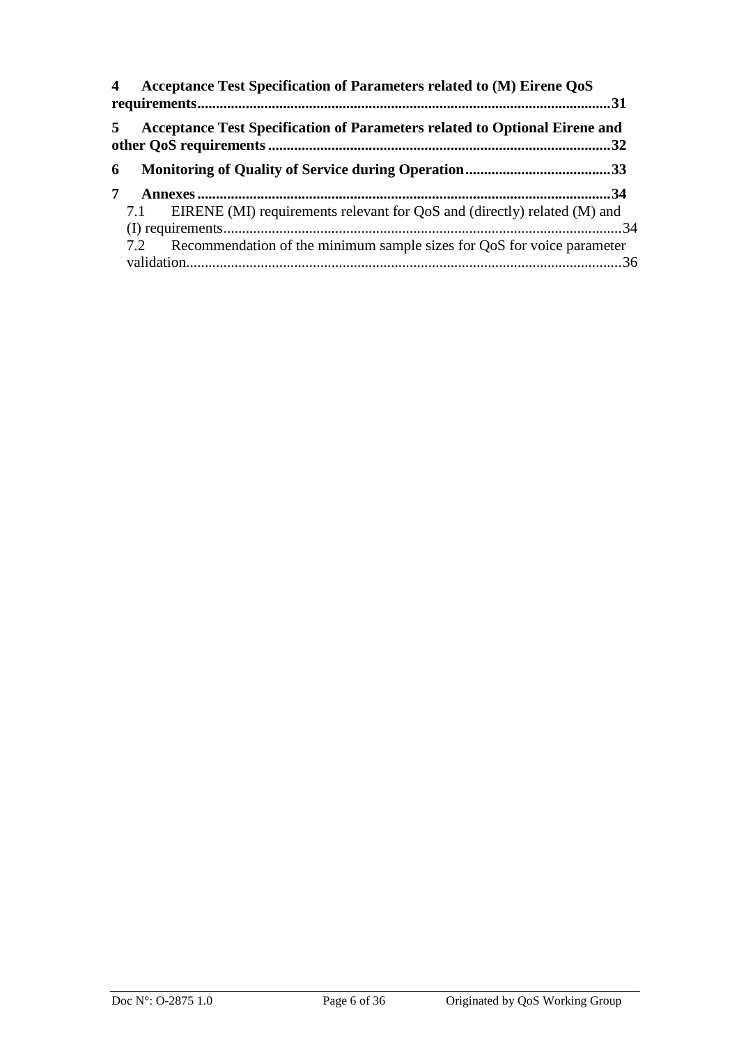**4 Acceptance Test Specification of Parameters related to (M) Eirene QoS requirements..............................................................................................................31**

**5 Acceptance Test Specification of Parameters related to Optional Eirene and other QoS requirements...........................................................................................32**

**6 Monitoring of Quality of Service during Operation.......................................33**

**7 Annexes..............................................................................................................34**

7.1 EIRENE (MI) requirements relevant for QoS and (directly) related (M) and (I) requirements..........................................................................................................34

7.2 Recommendation of the minimum sample sizes for QoS for voice parameter validation...................................................................................................................36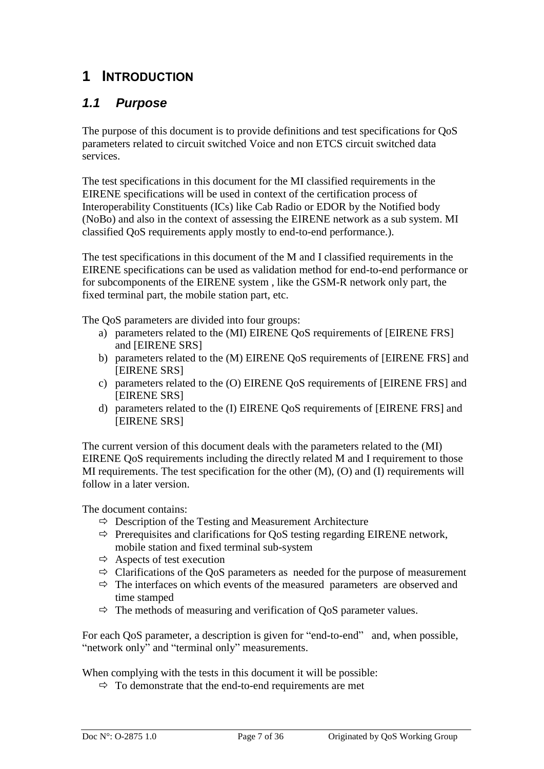# 1 INTRODUCTION

## 1.1 Purpose

The purpose of this document is to provide definitions and test specifications for QoS parameters related to circuit switched Voice and non ETCS circuit switched data services.

The test specifications in this document for the MI classified requirements in the EIRENE specifications will be used in context of the certification process of Interoperability Constituents (ICs) like Cab Radio or EDOR by the Notified body (NoBo) and also in the context of assessing the EIRENE network as a sub system. MI classified QoS requirements apply mostly to end-to-end performance.).

The test specifications in this document of the M and I classified requirements in the EIRENE specifications can be used as validation method for end-to-end performance or for subcomponents of the EIRENE system , like the GSM-R network only part, the fixed terminal part, the mobile station part, etc.

The QoS parameters are divided into four groups:

a) parameters related to the (MI) EIRENE QoS requirements of [EIRENE FRS] and [EIRENE SRS]
b) parameters related to the (M) EIRENE QoS requirements of [EIRENE FRS] and [EIRENE SRS]
c) parameters related to the (O) EIRENE QoS requirements of [EIRENE FRS] and [EIRENE SRS]
d) parameters related to the (I) EIRENE QoS requirements of [EIRENE FRS] and [EIRENE SRS]

The current version of this document deals with the parameters related to the (MI) EIRENE QoS requirements including the directly related M and I requirement to those MI requirements. The test specification for the other (M), (O) and (I) requirements will follow in a later version.

The document contains:

- ⇨ Description of the Testing and Measurement Architecture
- ⇨ Prerequisites and clarifications for QoS testing regarding EIRENE network, mobile station and fixed terminal sub-system
- ⇨ Aspects of test execution
- ⇨ Clarifications of the QoS parameters as needed for the purpose of measurement
- ⇨ The interfaces on which events of the measured parameters are observed and time stamped
- ⇨ The methods of measuring and verification of QoS parameter values.

For each QoS parameter, a description is given for "end-to-end" and, when possible, "network only" and "terminal only" measurements.

When complying with the tests in this document it will be possible:

- ⇨ To demonstrate that the end-to-end requirements are met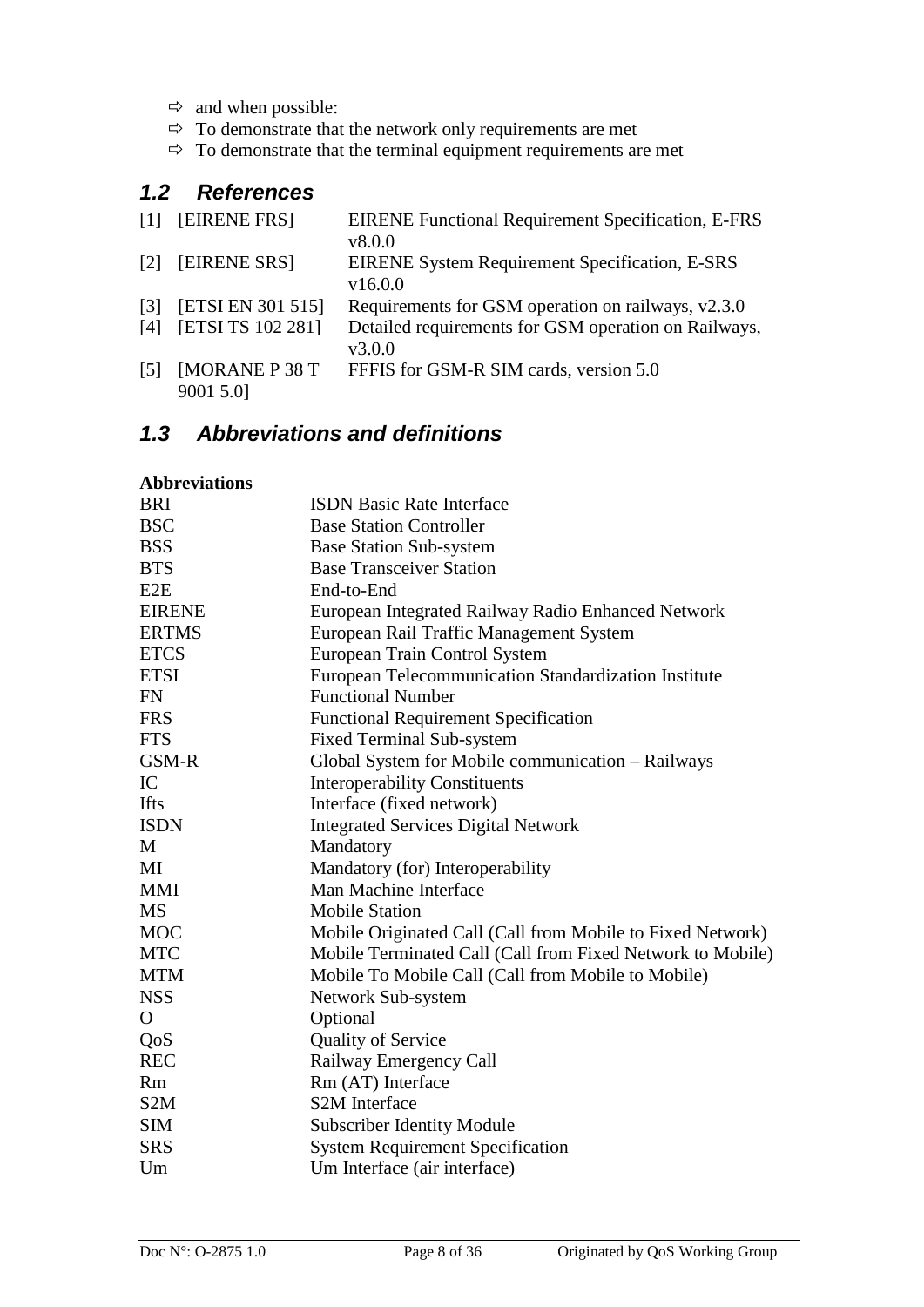- ⇨ and when possible:
- ⇨ To demonstrate that the network only requirements are met
- ⇨ To demonstrate that the terminal equipment requirements are met

## *1.2 References*

| | | |
|---|---|---|
| [1] | [EIRENE FRS] | EIRENE Functional Requirement Specification, E-FRS v8.0.0 |
| [2] | [EIRENE SRS] | EIRENE System Requirement Specification, E-SRS v16.0.0 |
| [3] | [ETSI EN 301 515] | Requirements for GSM operation on railways, v2.3.0 |
| [4] | [ETSI TS 102 281] | Detailed requirements for GSM operation on Railways, v3.0.0 |
| [5] | [MORANE P 38 T 9001 5.0] | FFFIS for GSM-R SIM cards, version 5.0 |

## *1.3 Abbreviations and definitions*

**Abbreviations**

| | |
|---|---|
| BRI | ISDN Basic Rate Interface |
| BSC | Base Station Controller |
| BSS | Base Station Sub-system |
| BTS | Base Transceiver Station |
| E2E | End-to-End |
| EIRENE | European Integrated Railway Radio Enhanced Network |
| ERTMS | European Rail Traffic Management System |
| ETCS | European Train Control System |
| ETSI | European Telecommunication Standardization Institute |
| FN | Functional Number |
| FRS | Functional Requirement Specification |
| FTS | Fixed Terminal Sub-system |
| GSM-R | Global System for Mobile communication – Railways |
| IC | Interoperability Constituents |
| Ifts | Interface (fixed network) |
| ISDN | Integrated Services Digital Network |
| M | Mandatory |
| MI | Mandatory (for) Interoperability |
| MMI | Man Machine Interface |
| MS | Mobile Station |
| MOC | Mobile Originated Call (Call from Mobile to Fixed Network) |
| MTC | Mobile Terminated Call (Call from Fixed Network to Mobile) |
| MTM | Mobile To Mobile Call (Call from Mobile to Mobile) |
| NSS | Network Sub-system |
| O | Optional |
| QoS | Quality of Service |
| REC | Railway Emergency Call |
| Rm | Rm (AT) Interface |
| S2M | S2M Interface |
| SIM | Subscriber Identity Module |
| SRS | System Requirement Specification |
| Um | Um Interface (air interface) |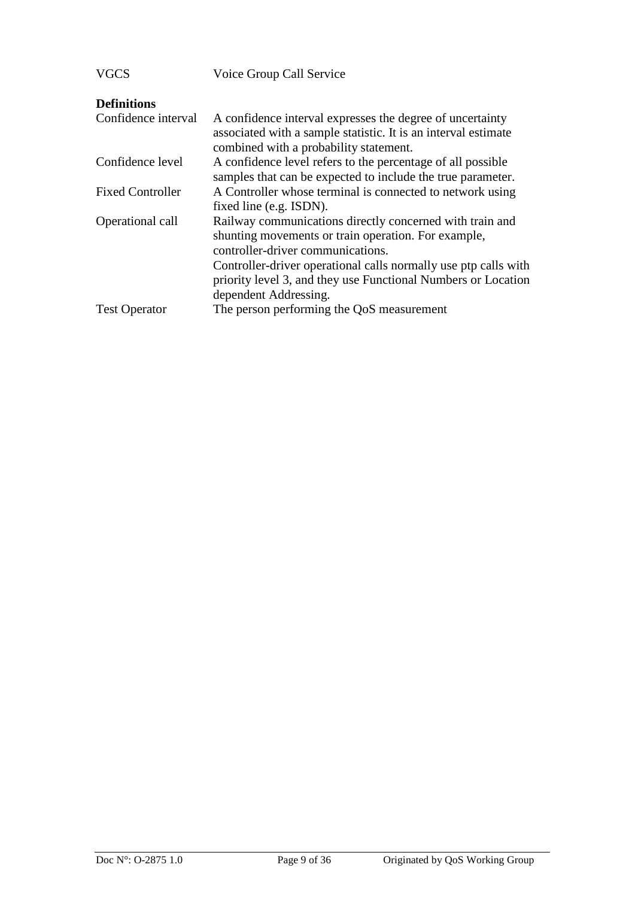| | |
|---|---|
| VGCS | Voice Group Call Service |

**Definitions**

| | |
|---|---|
| Confidence interval | A confidence interval expresses the degree of uncertainty associated with a sample statistic. It is an interval estimate combined with a probability statement. |
| Confidence level | A confidence level refers to the percentage of all possible samples that can be expected to include the true parameter. |
| Fixed Controller | A Controller whose terminal is connected to network using fixed line (e.g. ISDN). |
| Operational call | Railway communications directly concerned with train and shunting movements or train operation. For example, controller-driver communications.<br>Controller-driver operational calls normally use ptp calls with priority level 3, and they use Functional Numbers or Location dependent Addressing. |
| Test Operator | The person performing the QoS measurement |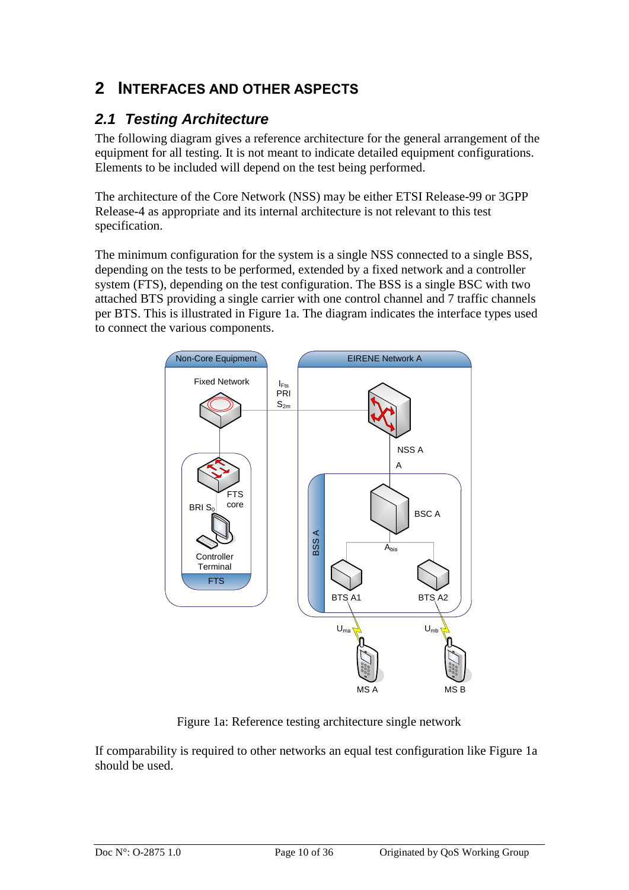# 2 Interfaces and Other Aspects

## 2.1 Testing Architecture

The following diagram gives a reference architecture for the general arrangement of the equipment for all testing. It is not meant to indicate detailed equipment configurations. Elements to be included will depend on the test being performed.

The architecture of the Core Network (NSS) may be either ETSI Release-99 or 3GPP Release-4 as appropriate and its internal architecture is not relevant to this test specification.

The minimum configuration for the system is a single NSS connected to a single BSS, depending on the tests to be performed, extended by a fixed network and a controller system (FTS), depending on the test configuration. The BSS is a single BSC with two attached BTS providing a single carrier with one control channel and 7 traffic channels per BTS. This is illustrated in Figure 1a. The diagram indicates the interface types used to connect the various components.

Figure 1a: Reference testing architecture single network

If comparability is required to other networks an equal test configuration like Figure 1a should be used.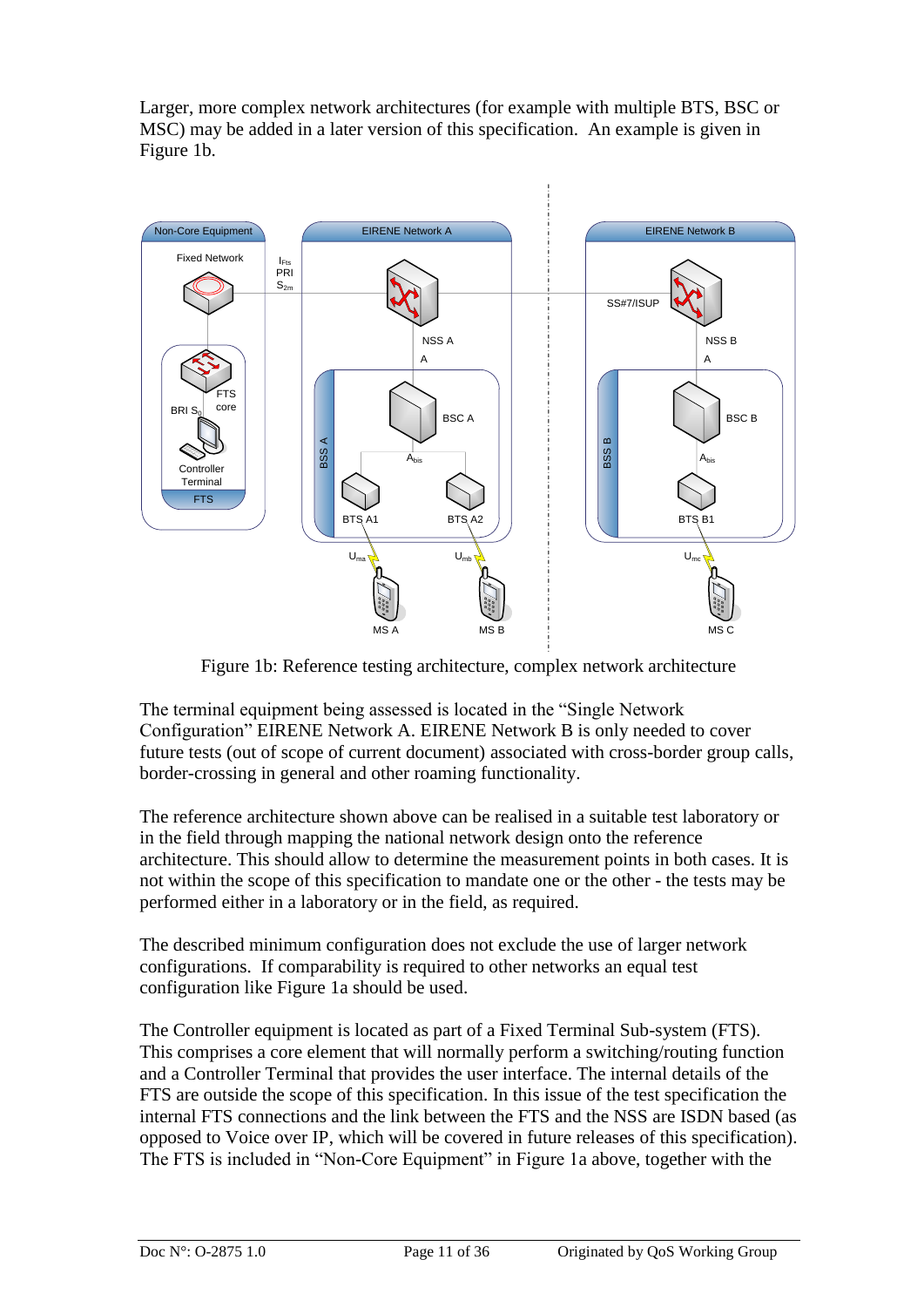Larger, more complex network architectures (for example with multiple BTS, BSC or MSC) may be added in a later version of this specification. An example is given in Figure 1b.

Figure 1b: Reference testing architecture, complex network architecture

The terminal equipment being assessed is located in the "Single Network Configuration" EIRENE Network A. EIRENE Network B is only needed to cover future tests (out of scope of current document) associated with cross-border group calls, border-crossing in general and other roaming functionality.

The reference architecture shown above can be realised in a suitable test laboratory or in the field through mapping the national network design onto the reference architecture. This should allow to determine the measurement points in both cases. It is not within the scope of this specification to mandate one or the other - the tests may be performed either in a laboratory or in the field, as required.

The described minimum configuration does not exclude the use of larger network configurations. If comparability is required to other networks an equal test configuration like Figure 1a should be used.

The Controller equipment is located as part of a Fixed Terminal Sub-system (FTS). This comprises a core element that will normally perform a switching/routing function and a Controller Terminal that provides the user interface. The internal details of the FTS are outside the scope of this specification. In this issue of the test specification the internal FTS connections and the link between the FTS and the NSS are ISDN based (as opposed to Voice over IP, which will be covered in future releases of this specification). The FTS is included in "Non-Core Equipment" in Figure 1a above, together with the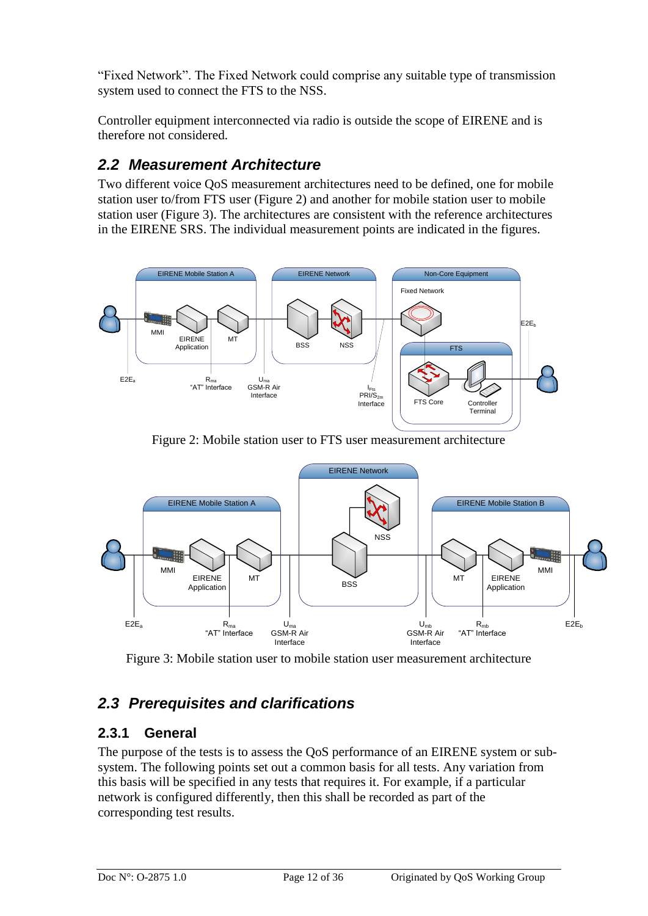"Fixed Network". The Fixed Network could comprise any suitable type of transmission system used to connect the FTS to the NSS.

Controller equipment interconnected via radio is outside the scope of EIRENE and is therefore not considered.

## 2.2 Measurement Architecture

Two different voice QoS measurement architectures need to be defined, one for mobile station user to/from FTS user (Figure 2) and another for mobile station user to mobile station user (Figure 3). The architectures are consistent with the reference architectures in the EIRENE SRS. The individual measurement points are indicated in the figures.

Figure 2: Mobile station user to FTS user measurement architecture

Figure 3: Mobile station user to mobile station user measurement architecture

## 2.3 Prerequisites and clarifications

### 2.3.1 General

The purpose of the tests is to assess the QoS performance of an EIRENE system or sub-system. The following points set out a common basis for all tests. Any variation from this basis will be specified in any tests that requires it. For example, if a particular network is configured differently, then this shall be recorded as part of the corresponding test results.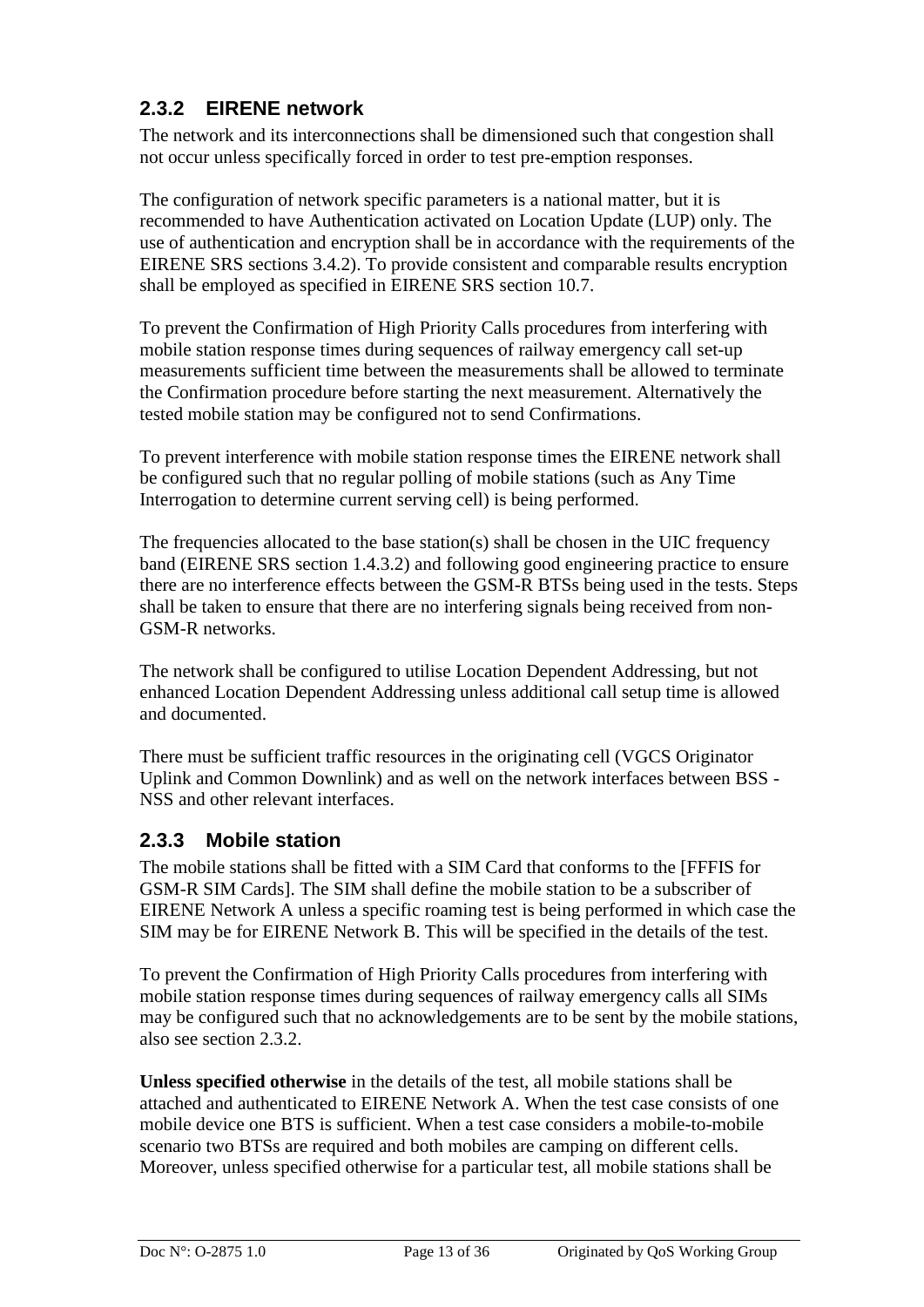### 2.3.2 EIRENE network

The network and its interconnections shall be dimensioned such that congestion shall not occur unless specifically forced in order to test pre-emption responses.

The configuration of network specific parameters is a national matter, but it is recommended to have Authentication activated on Location Update (LUP) only. The use of authentication and encryption shall be in accordance with the requirements of the EIRENE SRS sections 3.4.2). To provide consistent and comparable results encryption shall be employed as specified in EIRENE SRS section 10.7.

To prevent the Confirmation of High Priority Calls procedures from interfering with mobile station response times during sequences of railway emergency call set-up measurements sufficient time between the measurements shall be allowed to terminate the Confirmation procedure before starting the next measurement. Alternatively the tested mobile station may be configured not to send Confirmations.

To prevent interference with mobile station response times the EIRENE network shall be configured such that no regular polling of mobile stations (such as Any Time Interrogation to determine current serving cell) is being performed.

The frequencies allocated to the base station(s) shall be chosen in the UIC frequency band (EIRENE SRS section 1.4.3.2) and following good engineering practice to ensure there are no interference effects between the GSM-R BTSs being used in the tests. Steps shall be taken to ensure that there are no interfering signals being received from non-GSM-R networks.

The network shall be configured to utilise Location Dependent Addressing, but not enhanced Location Dependent Addressing unless additional call setup time is allowed and documented.

There must be sufficient traffic resources in the originating cell (VGCS Originator Uplink and Common Downlink) and as well on the network interfaces between BSS - NSS and other relevant interfaces.

### 2.3.3 Mobile station

The mobile stations shall be fitted with a SIM Card that conforms to the [FFFIS for GSM-R SIM Cards]. The SIM shall define the mobile station to be a subscriber of EIRENE Network A unless a specific roaming test is being performed in which case the SIM may be for EIRENE Network B. This will be specified in the details of the test.

To prevent the Confirmation of High Priority Calls procedures from interfering with mobile station response times during sequences of railway emergency calls all SIMs may be configured such that no acknowledgements are to be sent by the mobile stations, also see section 2.3.2.

**Unless specified otherwise** in the details of the test, all mobile stations shall be attached and authenticated to EIRENE Network A. When the test case consists of one mobile device one BTS is sufficient. When a test case considers a mobile-to-mobile scenario two BTSs are required and both mobiles are camping on different cells. Moreover, unless specified otherwise for a particular test, all mobile stations shall be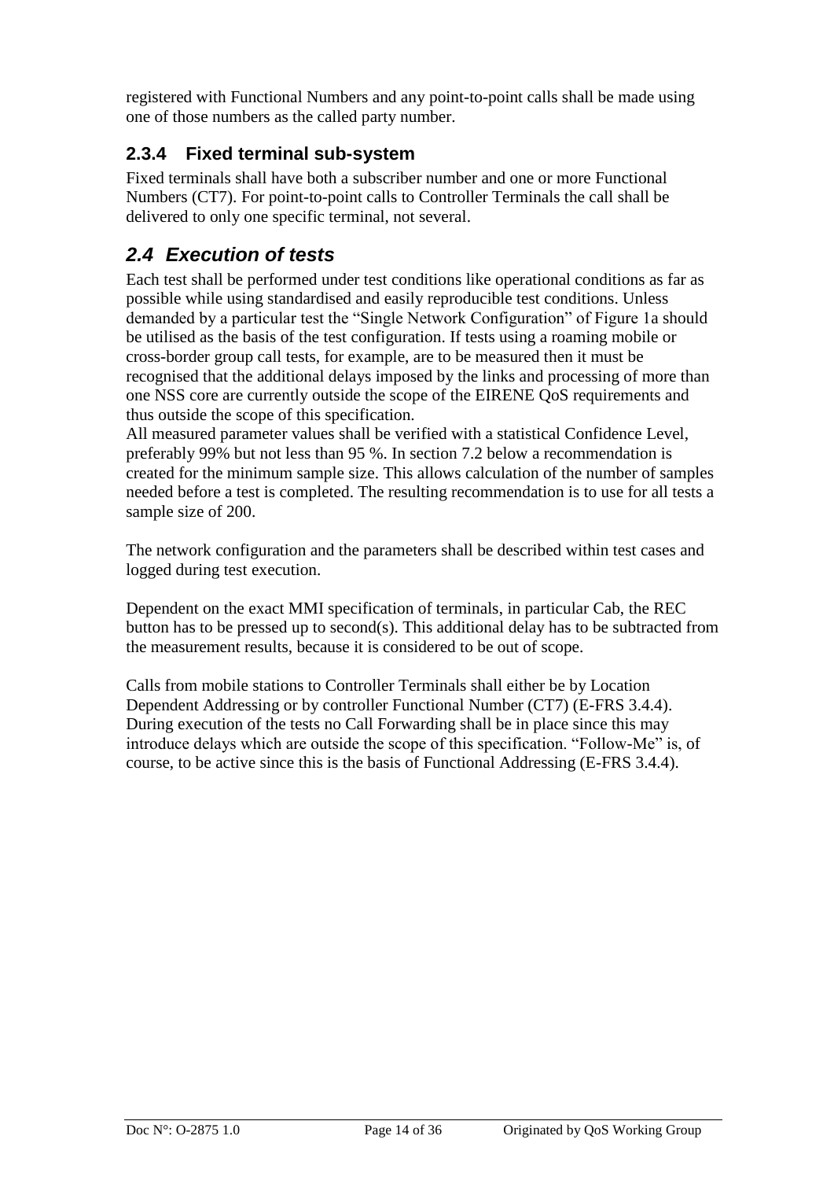registered with Functional Numbers and any point-to-point calls shall be made using one of those numbers as the called party number.

### 2.3.4 Fixed terminal sub-system

Fixed terminals shall have both a subscriber number and one or more Functional Numbers (CT7). For point-to-point calls to Controller Terminals the call shall be delivered to only one specific terminal, not several.

## *2.4 Execution of tests*

Each test shall be performed under test conditions like operational conditions as far as possible while using standardised and easily reproducible test conditions. Unless demanded by a particular test the "Single Network Configuration" of Figure 1a should be utilised as the basis of the test configuration. If tests using a roaming mobile or cross-border group call tests, for example, are to be measured then it must be recognised that the additional delays imposed by the links and processing of more than one NSS core are currently outside the scope of the EIRENE QoS requirements and thus outside the scope of this specification.
All measured parameter values shall be verified with a statistical Confidence Level, preferably 99% but not less than 95 %. In section 7.2 below a recommendation is created for the minimum sample size. This allows calculation of the number of samples needed before a test is completed. The resulting recommendation is to use for all tests a sample size of 200.

The network configuration and the parameters shall be described within test cases and logged during test execution.

Dependent on the exact MMI specification of terminals, in particular Cab, the REC button has to be pressed up to second(s). This additional delay has to be subtracted from the measurement results, because it is considered to be out of scope.

Calls from mobile stations to Controller Terminals shall either be by Location Dependent Addressing or by controller Functional Number (CT7) (E-FRS 3.4.4). During execution of the tests no Call Forwarding shall be in place since this may introduce delays which are outside the scope of this specification. "Follow-Me" is, of course, to be active since this is the basis of Functional Addressing (E-FRS 3.4.4).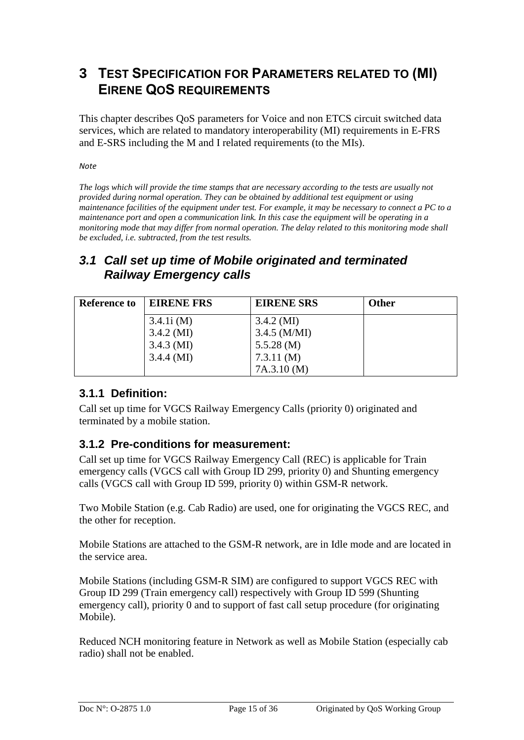# 3 TEST SPECIFICATION FOR PARAMETERS RELATED TO (MI) EIRENE QOS REQUIREMENTS

This chapter describes QoS parameters for Voice and non ETCS circuit switched data services, which are related to mandatory interoperability (MI) requirements in E-FRS and E-SRS including the M and I related requirements (to the MIs).

*Note*

*The logs which will provide the time stamps that are necessary according to the tests are usually not provided during normal operation. They can be obtained by additional test equipment or using maintenance facilities of the equipment under test. For example, it may be necessary to connect a PC to a maintenance port and open a communication link. In this case the equipment will be operating in a monitoring mode that may differ from normal operation. The delay related to this monitoring mode shall be excluded, i.e. subtracted, from the test results.*

## 3.1 Call set up time of Mobile originated and terminated Railway Emergency calls

| Reference to | EIRENE FRS | EIRENE SRS | Other |
|---|---|---|---|
| | 3.4.1i (M)<br>3.4.2 (MI)<br>3.4.3 (MI)<br>3.4.4 (MI) | 3.4.2 (MI)<br>3.4.5 (M/MI)<br>5.5.28 (M)<br>7.3.11 (M)<br>7A.3.10 (M) | |

### 3.1.1 Definition:

Call set up time for VGCS Railway Emergency Calls (priority 0) originated and terminated by a mobile station.

### 3.1.2 Pre-conditions for measurement:

Call set up time for VGCS Railway Emergency Call (REC) is applicable for Train emergency calls (VGCS call with Group ID 299, priority 0) and Shunting emergency calls (VGCS call with Group ID 599, priority 0) within GSM-R network.

Two Mobile Station (e.g. Cab Radio) are used, one for originating the VGCS REC, and the other for reception.

Mobile Stations are attached to the GSM-R network, are in Idle mode and are located in the service area.

Mobile Stations (including GSM-R SIM) are configured to support VGCS REC with Group ID 299 (Train emergency call) respectively with Group ID 599 (Shunting emergency call), priority 0 and to support of fast call setup procedure (for originating Mobile).

Reduced NCH monitoring feature in Network as well as Mobile Station (especially cab radio) shall not be enabled.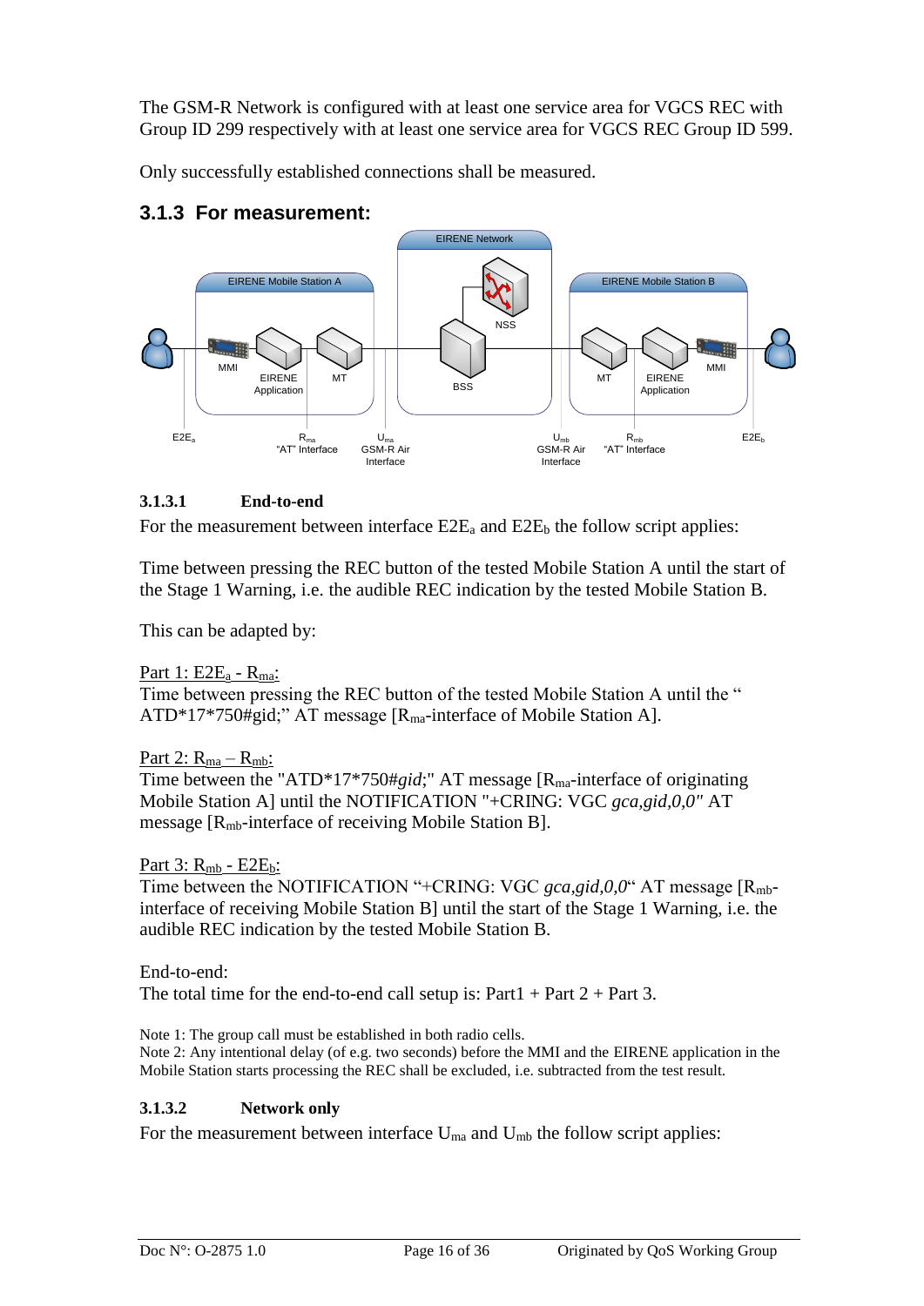The GSM-R Network is configured with at least one service area for VGCS REC with Group ID 299 respectively with at least one service area for VGCS REC Group ID 599.

Only successfully established connections shall be measured.

### 3.1.3 For measurement:

#### 3.1.3.1 End-to-end

For the measurement between interface $E2E_a$ and $E2E_b$ the follow script applies:

Time between pressing the REC button of the tested Mobile Station A until the start of the Stage 1 Warning, i.e. the audible REC indication by the tested Mobile Station B.

This can be adapted by:

Part 1: $E2E_a$ - $R_{ma}$:
Time between pressing the REC button of the tested Mobile Station A until the " ATD*17*750#gid;" AT message [$R_{ma}$-interface of Mobile Station A].

Part 2: $R_{ma}$ – $R_{mb}$:
Time between the "ATD*17*750#*gid*;" AT message [$R_{ma}$-interface of originating Mobile Station A] until the NOTIFICATION "+CRING: VGC *gca,gid,0,0"* AT message [$R_{mb}$-interface of receiving Mobile Station B].

Part 3: $R_{mb}$ - $E2E_b$:
Time between the NOTIFICATION "+CRING: VGC *gca,gid,0,0*" AT message [$R_{mb}$-interface of receiving Mobile Station B] until the start of the Stage 1 Warning, i.e. the audible REC indication by the tested Mobile Station B.

End-to-end:
The total time for the end-to-end call setup is: Part1 + Part 2 + Part 3.

Note 1: The group call must be established in both radio cells.
Note 2: Any intentional delay (of e.g. two seconds) before the MMI and the EIRENE application in the Mobile Station starts processing the REC shall be excluded, i.e. subtracted from the test result.

#### 3.1.3.2 Network only

For the measurement between interface $U_{ma}$ and $U_{mb}$ the follow script applies: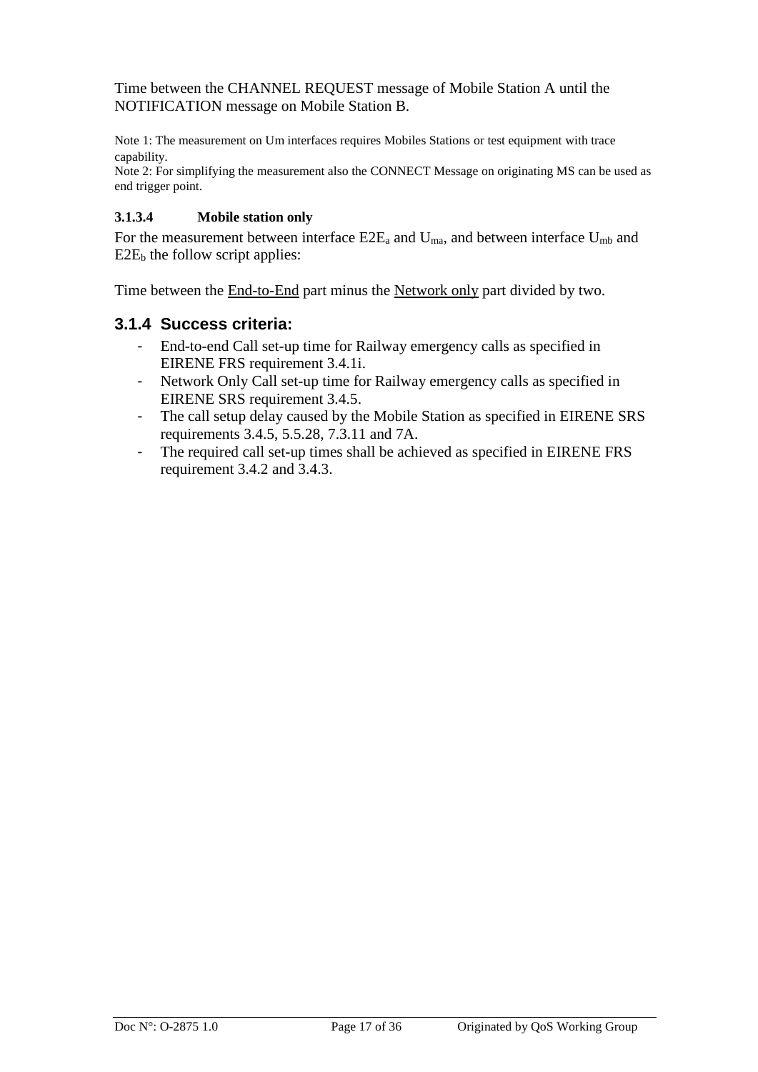Time between the CHANNEL REQUEST message of Mobile Station A until the NOTIFICATION message on Mobile Station B.

Note 1: The measurement on Um interfaces requires Mobiles Stations or test equipment with trace capability.
Note 2: For simplifying the measurement also the CONNECT Message on originating MS can be used as end trigger point.

#### 3.1.3.4 Mobile station only

For the measurement between interface $E2E_a$ and $U_{ma}$, and between interface $U_{mb}$ and $E2E_b$ the follow script applies:

Time between the End-to-End part minus the Network only part divided by two.

### 3.1.4 Success criteria:

- End-to-end Call set-up time for Railway emergency calls as specified in EIRENE FRS requirement 3.4.1i.
- Network Only Call set-up time for Railway emergency calls as specified in EIRENE SRS requirement 3.4.5.
- The call setup delay caused by the Mobile Station as specified in EIRENE SRS requirements 3.4.5, 5.5.28, 7.3.11 and 7A.
- The required call set-up times shall be achieved as specified in EIRENE FRS requirement 3.4.2 and 3.4.3.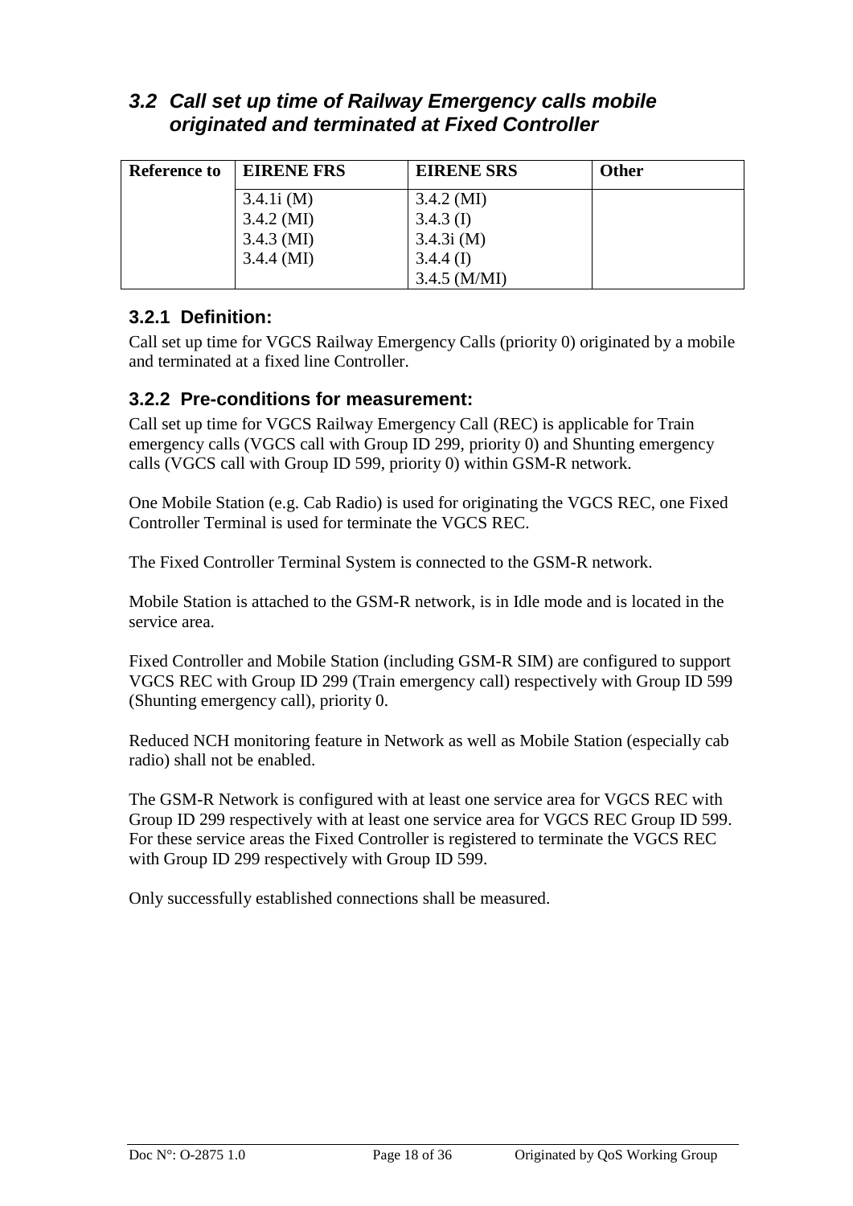## 3.2 Call set up time of Railway Emergency calls mobile originated and terminated at Fixed Controller

| Reference to | EIRENE FRS | EIRENE SRS | Other |
|---|---|---|---|
| | 3.4.1i (M)<br>3.4.2 (MI)<br>3.4.3 (MI)<br>3.4.4 (MI) | 3.4.2 (MI)<br>3.4.3 (I)<br>3.4.3i (M)<br>3.4.4 (I)<br>3.4.5 (M/MI) | |

### 3.2.1 Definition:

Call set up time for VGCS Railway Emergency Calls (priority 0) originated by a mobile and terminated at a fixed line Controller.

### 3.2.2 Pre-conditions for measurement:

Call set up time for VGCS Railway Emergency Call (REC) is applicable for Train emergency calls (VGCS call with Group ID 299, priority 0) and Shunting emergency calls (VGCS call with Group ID 599, priority 0) within GSM-R network.

One Mobile Station (e.g. Cab Radio) is used for originating the VGCS REC, one Fixed Controller Terminal is used for terminate the VGCS REC.

The Fixed Controller Terminal System is connected to the GSM-R network.

Mobile Station is attached to the GSM-R network, is in Idle mode and is located in the service area.

Fixed Controller and Mobile Station (including GSM-R SIM) are configured to support VGCS REC with Group ID 299 (Train emergency call) respectively with Group ID 599 (Shunting emergency call), priority 0.

Reduced NCH monitoring feature in Network as well as Mobile Station (especially cab radio) shall not be enabled.

The GSM-R Network is configured with at least one service area for VGCS REC with Group ID 299 respectively with at least one service area for VGCS REC Group ID 599. For these service areas the Fixed Controller is registered to terminate the VGCS REC with Group ID 299 respectively with Group ID 599.

Only successfully established connections shall be measured.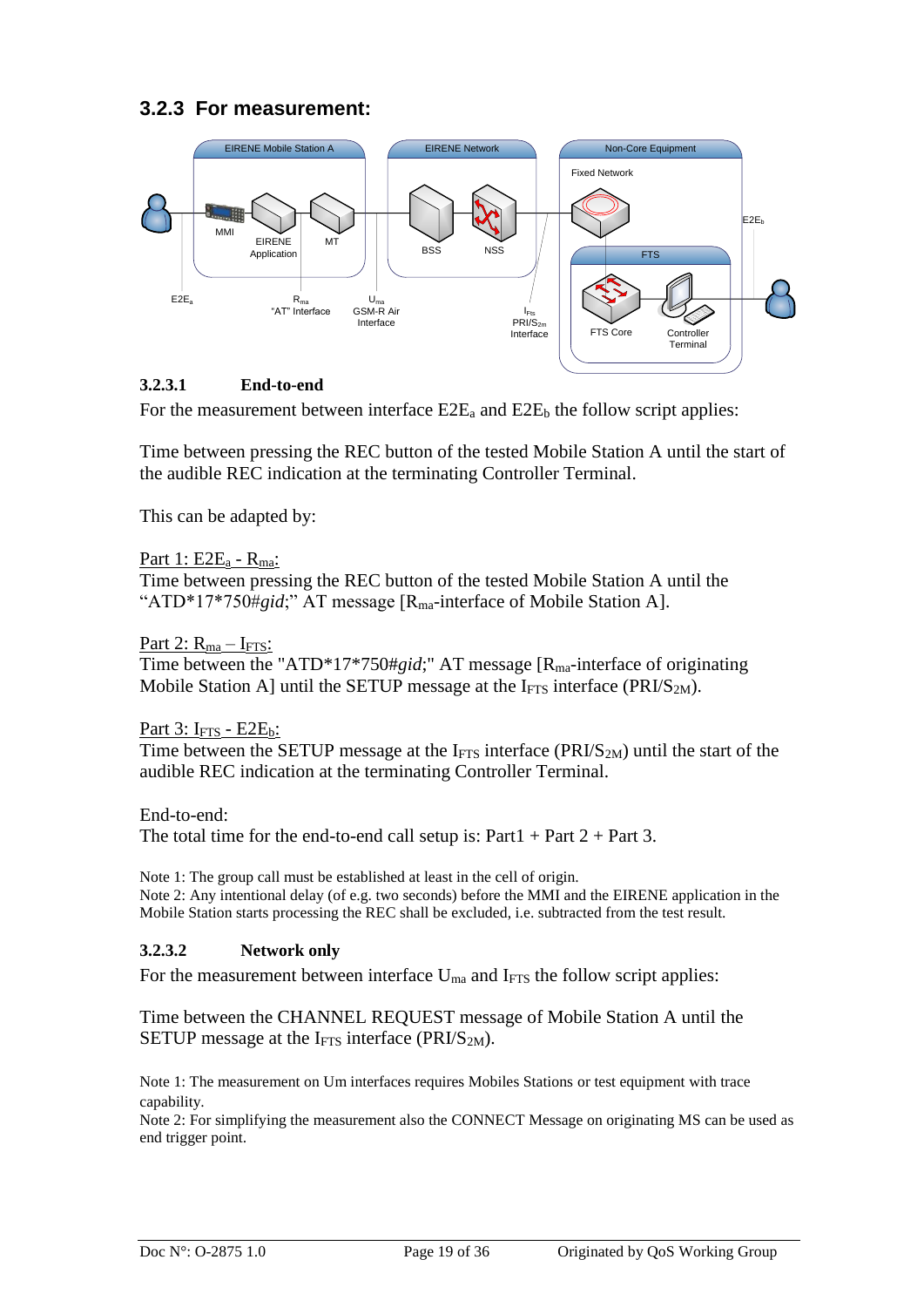### 3.2.3 For measurement:

#### 3.2.3.1 End-to-end

For the measurement between interface $E2E_a$ and $E2E_b$ the follow script applies:

Time between pressing the REC button of the tested Mobile Station A until the start of the audible REC indication at the terminating Controller Terminal.

This can be adapted by:

Part 1: $E2E_a$ - $R_{ma}$:
Time between pressing the REC button of the tested Mobile Station A until the "ATD*17*750#*gid*;" AT message [$R_{ma}$-interface of Mobile Station A].

Part 2: $R_{ma}$ – $I_{FTS}$:
Time between the "ATD*17*750#*gid*;" AT message [$R_{ma}$-interface of originating Mobile Station A] until the SETUP message at the $I_{FTS}$ interface (PRI/$S_{2M}$).

Part 3: $I_{FTS}$ - $E2E_b$:
Time between the SETUP message at the $I_{FTS}$ interface (PRI/$S_{2M}$) until the start of the audible REC indication at the terminating Controller Terminal.

End-to-end:
The total time for the end-to-end call setup is: Part1 + Part 2 + Part 3.

Note 1: The group call must be established at least in the cell of origin.
Note 2: Any intentional delay (of e.g. two seconds) before the MMI and the EIRENE application in the Mobile Station starts processing the REC shall be excluded, i.e. subtracted from the test result.

#### 3.2.3.2 Network only

For the measurement between interface $U_{ma}$ and $I_{FTS}$ the follow script applies:

Time between the CHANNEL REQUEST message of Mobile Station A until the SETUP message at the $I_{FTS}$ interface (PRI/$S_{2M}$).

Note 1: The measurement on Um interfaces requires Mobiles Stations or test equipment with trace capability.
Note 2: For simplifying the measurement also the CONNECT Message on originating MS can be used as end trigger point.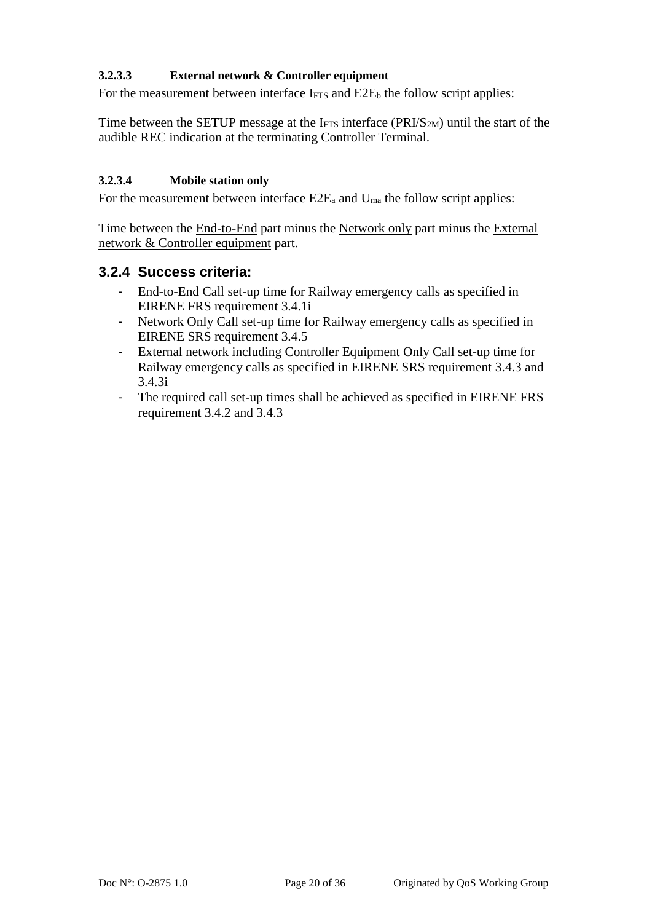#### 3.2.3.3 External network & Controller equipment

For the measurement between interface $I_{FTS}$ and $E2E_b$ the follow script applies:

Time between the SETUP message at the $I_{FTS}$ interface ($PRI/S_{2M}$) until the start of the audible REC indication at the terminating Controller Terminal.

#### 3.2.3.4 Mobile station only

For the measurement between interface $E2E_a$ and $U_{ma}$ the follow script applies:

Time between the End-to-End part minus the Network only part minus the External network & Controller equipment part.

### 3.2.4 Success criteria:

- End-to-End Call set-up time for Railway emergency calls as specified in EIRENE FRS requirement 3.4.1i
- Network Only Call set-up time for Railway emergency calls as specified in EIRENE SRS requirement 3.4.5
- External network including Controller Equipment Only Call set-up time for Railway emergency calls as specified in EIRENE SRS requirement 3.4.3 and 3.4.3i
- The required call set-up times shall be achieved as specified in EIRENE FRS requirement 3.4.2 and 3.4.3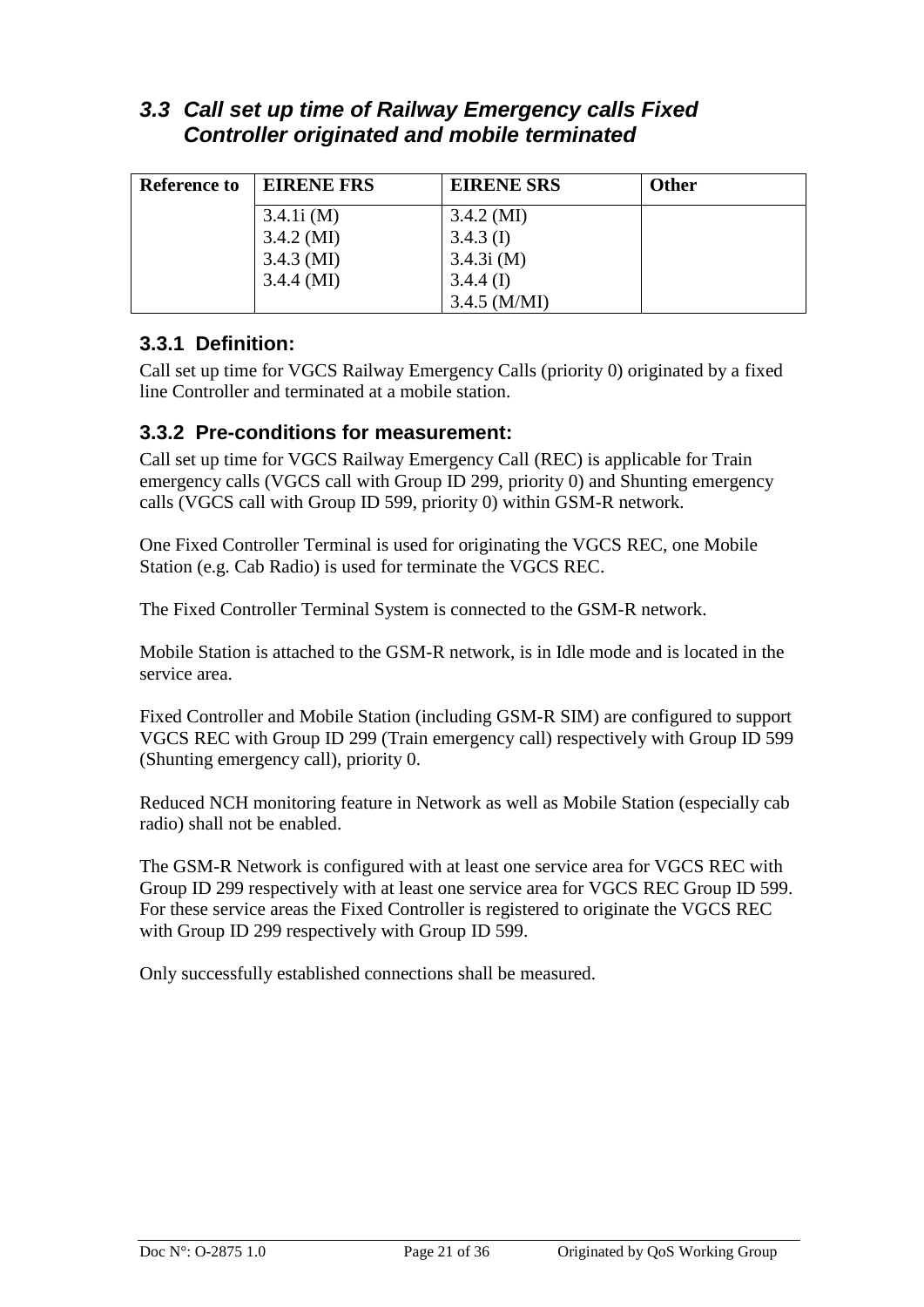## *3.3 Call set up time of Railway Emergency calls Fixed Controller originated and mobile terminated*

| Reference to | EIRENE FRS | EIRENE SRS | Other |
|---|---|---|---|
| | 3.4.1i (M)<br>3.4.2 (MI)<br>3.4.3 (MI)<br>3.4.4 (MI) | 3.4.2 (MI)<br>3.4.3 (I)<br>3.4.3i (M)<br>3.4.4 (I)<br>3.4.5 (M/MI) | |

### 3.3.1 Definition:

Call set up time for VGCS Railway Emergency Calls (priority 0) originated by a fixed line Controller and terminated at a mobile station.

### 3.3.2 Pre-conditions for measurement:

Call set up time for VGCS Railway Emergency Call (REC) is applicable for Train emergency calls (VGCS call with Group ID 299, priority 0) and Shunting emergency calls (VGCS call with Group ID 599, priority 0) within GSM-R network.

One Fixed Controller Terminal is used for originating the VGCS REC, one Mobile Station (e.g. Cab Radio) is used for terminate the VGCS REC.

The Fixed Controller Terminal System is connected to the GSM-R network.

Mobile Station is attached to the GSM-R network, is in Idle mode and is located in the service area.

Fixed Controller and Mobile Station (including GSM-R SIM) are configured to support VGCS REC with Group ID 299 (Train emergency call) respectively with Group ID 599 (Shunting emergency call), priority 0.

Reduced NCH monitoring feature in Network as well as Mobile Station (especially cab radio) shall not be enabled.

The GSM-R Network is configured with at least one service area for VGCS REC with Group ID 299 respectively with at least one service area for VGCS REC Group ID 599. For these service areas the Fixed Controller is registered to originate the VGCS REC with Group ID 299 respectively with Group ID 599.

Only successfully established connections shall be measured.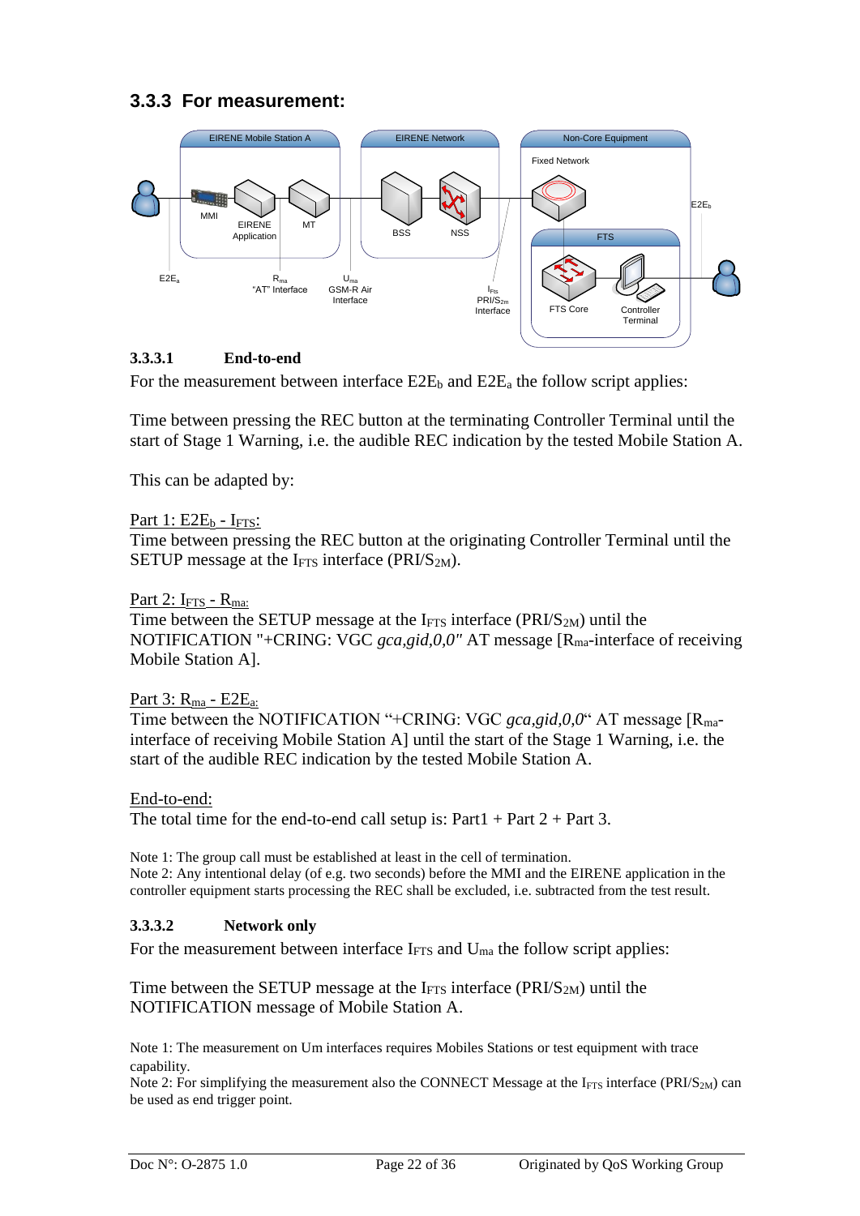### 3.3.3 For measurement:

#### 3.3.3.1 End-to-end

For the measurement between interface $E2E_b$ and $E2E_a$ the follow script applies:

Time between pressing the REC button at the terminating Controller Terminal until the start of Stage 1 Warning, i.e. the audible REC indication by the tested Mobile Station A.

This can be adapted by:

<u>Part 1: $E2E_b$ - $I_{FTS}$:</u>
Time between pressing the REC button at the originating Controller Terminal until the SETUP message at the $I_{FTS}$ interface (PRI/$S_{2M}$).

<u>Part 2: $I_{FTS}$ - $R_{ma:}$</u>
Time between the SETUP message at the $I_{FTS}$ interface (PRI/$S_{2M}$) until the NOTIFICATION "+CRING: VGC *gca,gid,0,0"* AT message [$R_{ma}$-interface of receiving Mobile Station A].

<u>Part 3: $R_{ma}$ - $E2E_{a:}$</u>
Time between the NOTIFICATION "+CRING: VGC *gca,gid,0,0*" AT message [$R_{ma}$-interface of receiving Mobile Station A] until the start of the Stage 1 Warning, i.e. the start of the audible REC indication by the tested Mobile Station A.

<u>End-to-end:</u>
The total time for the end-to-end call setup is: Part1 + Part 2 + Part 3.

Note 1: The group call must be established at least in the cell of termination.
Note 2: Any intentional delay (of e.g. two seconds) before the MMI and the EIRENE application in the controller equipment starts processing the REC shall be excluded, i.e. subtracted from the test result.

#### 3.3.3.2 Network only

For the measurement between interface $I_{FTS}$ and $U_{ma}$ the follow script applies:

Time between the SETUP message at the $I_{FTS}$ interface (PRI/$S_{2M}$) until the NOTIFICATION message of Mobile Station A.

Note 1: The measurement on Um interfaces requires Mobiles Stations or test equipment with trace capability.
Note 2: For simplifying the measurement also the CONNECT Message at the $I_{FTS}$ interface (PRI/$S_{2M}$) can be used as end trigger point.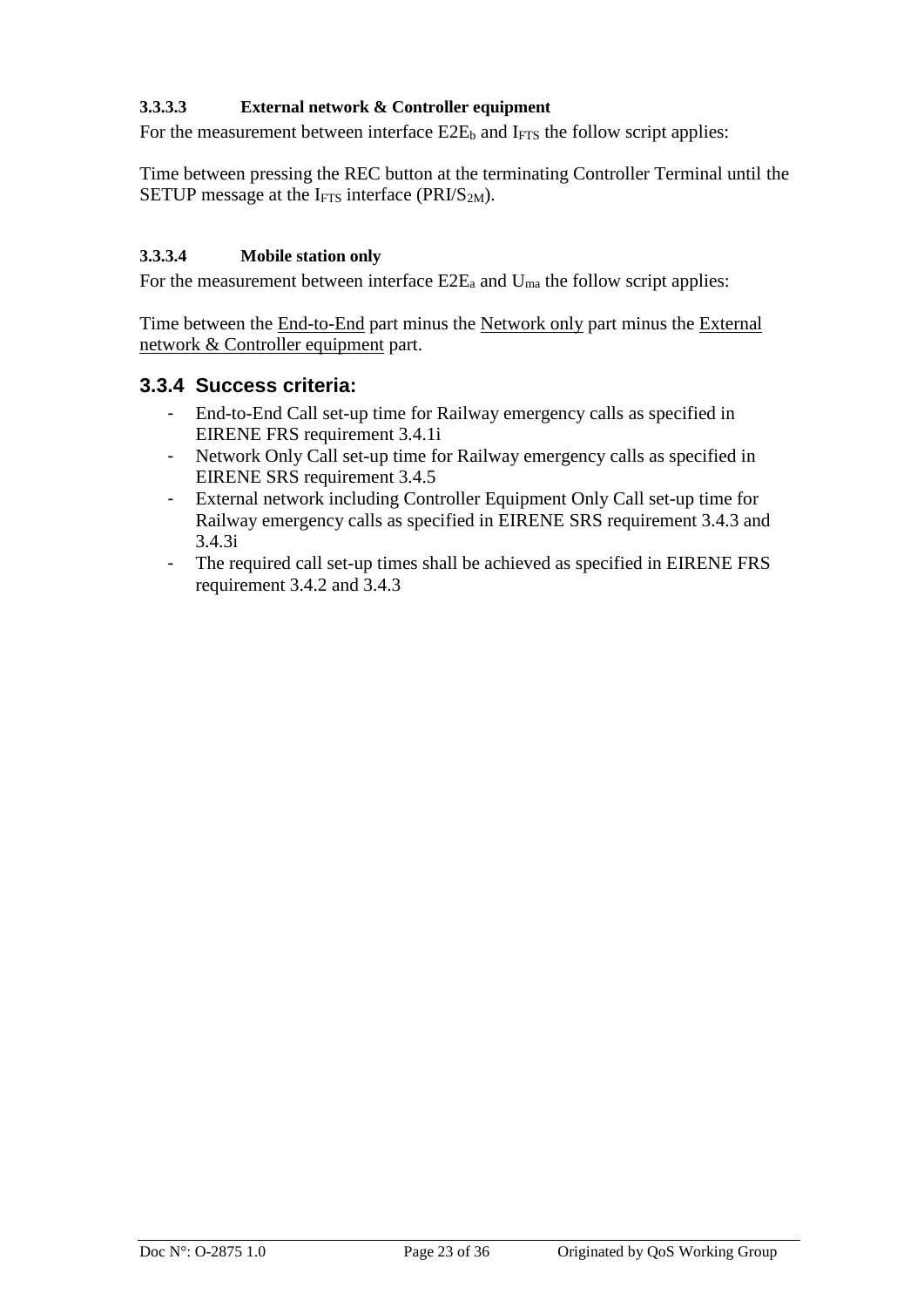#### 3.3.3.3 External network & Controller equipment

For the measurement between interface $E2E_b$ and $I_{FTS}$ the follow script applies:

Time between pressing the REC button at the terminating Controller Terminal until the SETUP message at the $I_{FTS}$ interface (PRI/$S_{2M}$).

#### 3.3.3.4 Mobile station only

For the measurement between interface $E2E_a$ and $U_{ma}$ the follow script applies:

Time between the End-to-End part minus the Network only part minus the External network & Controller equipment part.

### 3.3.4 Success criteria:

- End-to-End Call set-up time for Railway emergency calls as specified in EIRENE FRS requirement 3.4.1i
- Network Only Call set-up time for Railway emergency calls as specified in EIRENE SRS requirement 3.4.5
- External network including Controller Equipment Only Call set-up time for Railway emergency calls as specified in EIRENE SRS requirement 3.4.3 and 3.4.3i
- The required call set-up times shall be achieved as specified in EIRENE FRS requirement 3.4.2 and 3.4.3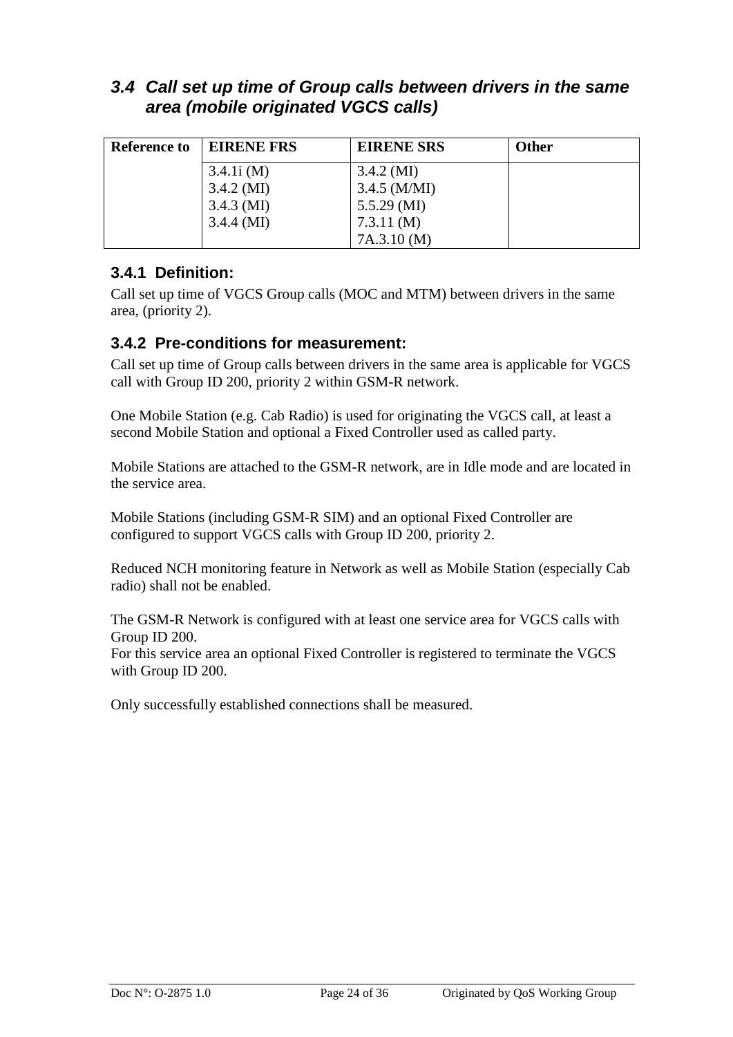## *3.4 Call set up time of Group calls between drivers in the same area (mobile originated VGCS calls)*

| Reference to | EIRENE FRS | EIRENE SRS | Other |
|---|---|---|---|
| | 3.4.1i (M)<br>3.4.2 (MI)<br>3.4.3 (MI)<br>3.4.4 (MI) | 3.4.2 (MI)<br>3.4.5 (M/MI)<br>5.5.29 (MI)<br>7.3.11 (M)<br>7A.3.10 (M) | |

### 3.4.1 Definition:

Call set up time of VGCS Group calls (MOC and MTM) between drivers in the same area, (priority 2).

### 3.4.2 Pre-conditions for measurement:

Call set up time of Group calls between drivers in the same area is applicable for VGCS call with Group ID 200, priority 2 within GSM-R network.

One Mobile Station (e.g. Cab Radio) is used for originating the VGCS call, at least a second Mobile Station and optional a Fixed Controller used as called party.

Mobile Stations are attached to the GSM-R network, are in Idle mode and are located in the service area.

Mobile Stations (including GSM-R SIM) and an optional Fixed Controller are configured to support VGCS calls with Group ID 200, priority 2.

Reduced NCH monitoring feature in Network as well as Mobile Station (especially Cab radio) shall not be enabled.

The GSM-R Network is configured with at least one service area for VGCS calls with Group ID 200.
For this service area an optional Fixed Controller is registered to terminate the VGCS with Group ID 200.

Only successfully established connections shall be measured.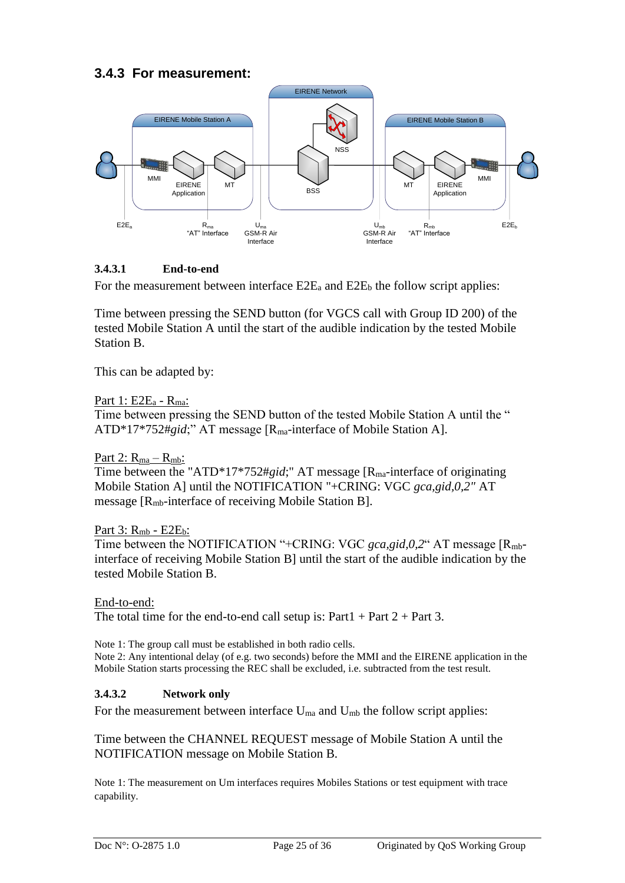## 3.4.3 For measurement:

#### 3.4.3.1 End-to-end

For the measurement between interface $E2E_a$ and $E2E_b$ the follow script applies:

Time between pressing the SEND button (for VGCS call with Group ID 200) of the tested Mobile Station A until the start of the audible indication by the tested Mobile Station B.

This can be adapted by:

<u>Part 1: $E2E_a$ - $R_{ma}$:</u>
Time between pressing the SEND button of the tested Mobile Station A until the " ATD*17*752#*gid*;" AT message [$R_{ma}$-interface of Mobile Station A].

<u>Part 2: $R_{ma}$ – $R_{mb}$:</u>
Time between the "ATD*17*752#*gid*;" AT message [$R_{ma}$-interface of originating Mobile Station A] until the NOTIFICATION "+CRING: VGC *gca,gid,0,2"* AT message [$R_{mb}$-interface of receiving Mobile Station B].

<u>Part 3: $R_{mb}$ - $E2E_b$:</u>
Time between the NOTIFICATION "+CRING: VGC *gca,gid,0,2*" AT message [$R_{mb}$-interface of receiving Mobile Station B] until the start of the audible indication by the tested Mobile Station B.

<u>End-to-end:</u>
The total time for the end-to-end call setup is: Part1 + Part 2 + Part 3.

Note 1: The group call must be established in both radio cells.
Note 2: Any intentional delay (of e.g. two seconds) before the MMI and the EIRENE application in the Mobile Station starts processing the REC shall be excluded, i.e. subtracted from the test result.

#### 3.4.3.2 Network only

For the measurement between interface $U_{ma}$ and $U_{mb}$ the follow script applies:

Time between the CHANNEL REQUEST message of Mobile Station A until the NOTIFICATION message on Mobile Station B.

Note 1: The measurement on Um interfaces requires Mobiles Stations or test equipment with trace capability.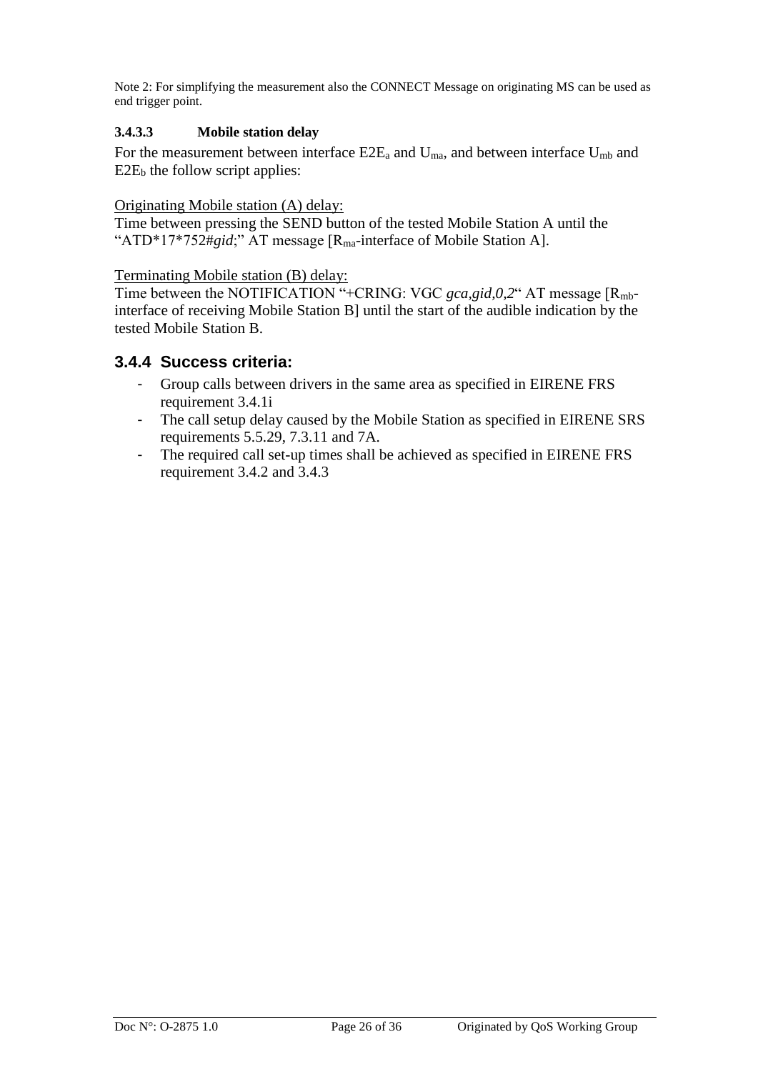Note 2: For simplifying the measurement also the CONNECT Message on originating MS can be used as end trigger point.

#### 3.4.3.3 Mobile station delay

For the measurement between interface $E2E_a$ and $U_{ma}$, and between interface $U_{mb}$ and $E2E_b$ the follow script applies:

Originating Mobile station (A) delay:
Time between pressing the SEND button of the tested Mobile Station A until the "ATD*17*752#*gid*;" AT message [$R_{ma}$-interface of Mobile Station A].

Terminating Mobile station (B) delay:
Time between the NOTIFICATION "+CRING: VGC *gca,gid,0,2*" AT message [$R_{mb}$-interface of receiving Mobile Station B] until the start of the audible indication by the tested Mobile Station B.

### 3.4.4 Success criteria:

- Group calls between drivers in the same area as specified in EIRENE FRS requirement 3.4.1i
- The call setup delay caused by the Mobile Station as specified in EIRENE SRS requirements 5.5.29, 7.3.11 and 7A.
- The required call set-up times shall be achieved as specified in EIRENE FRS requirement 3.4.2 and 3.4.3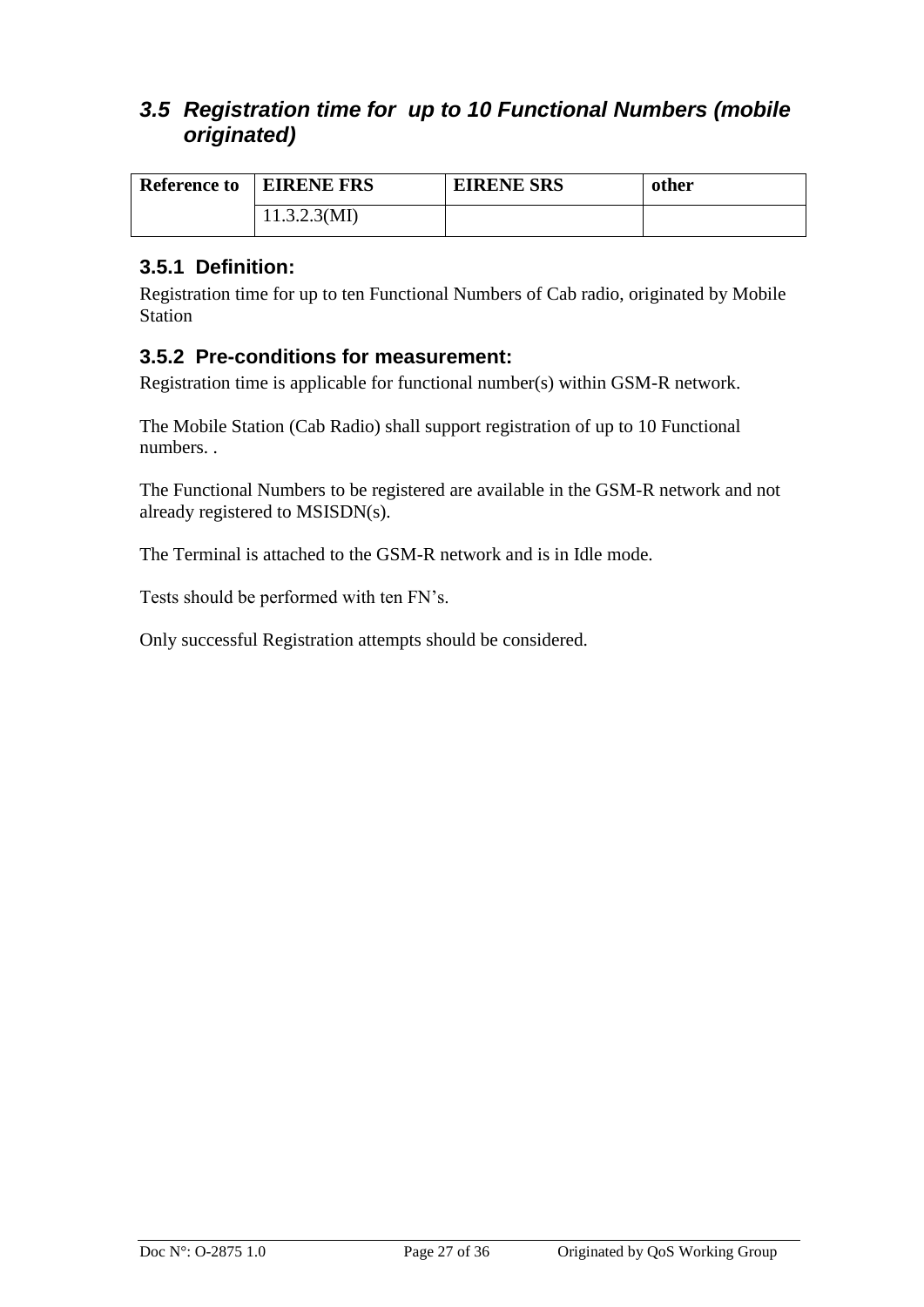## 3.5 Registration time for up to 10 Functional Numbers (mobile originated)

| Reference to | EIRENE FRS | EIRENE SRS | other |
|---|---|---|---|
| | 11.3.2.3(MI) | | |

### 3.5.1 Definition:

Registration time for up to ten Functional Numbers of Cab radio, originated by Mobile Station

### 3.5.2 Pre-conditions for measurement:

Registration time is applicable for functional number(s) within GSM-R network.

The Mobile Station (Cab Radio) shall support registration of up to 10 Functional numbers. .

The Functional Numbers to be registered are available in the GSM-R network and not already registered to MSISDN(s).

The Terminal is attached to the GSM-R network and is in Idle mode.

Tests should be performed with ten FN's.

Only successful Registration attempts should be considered.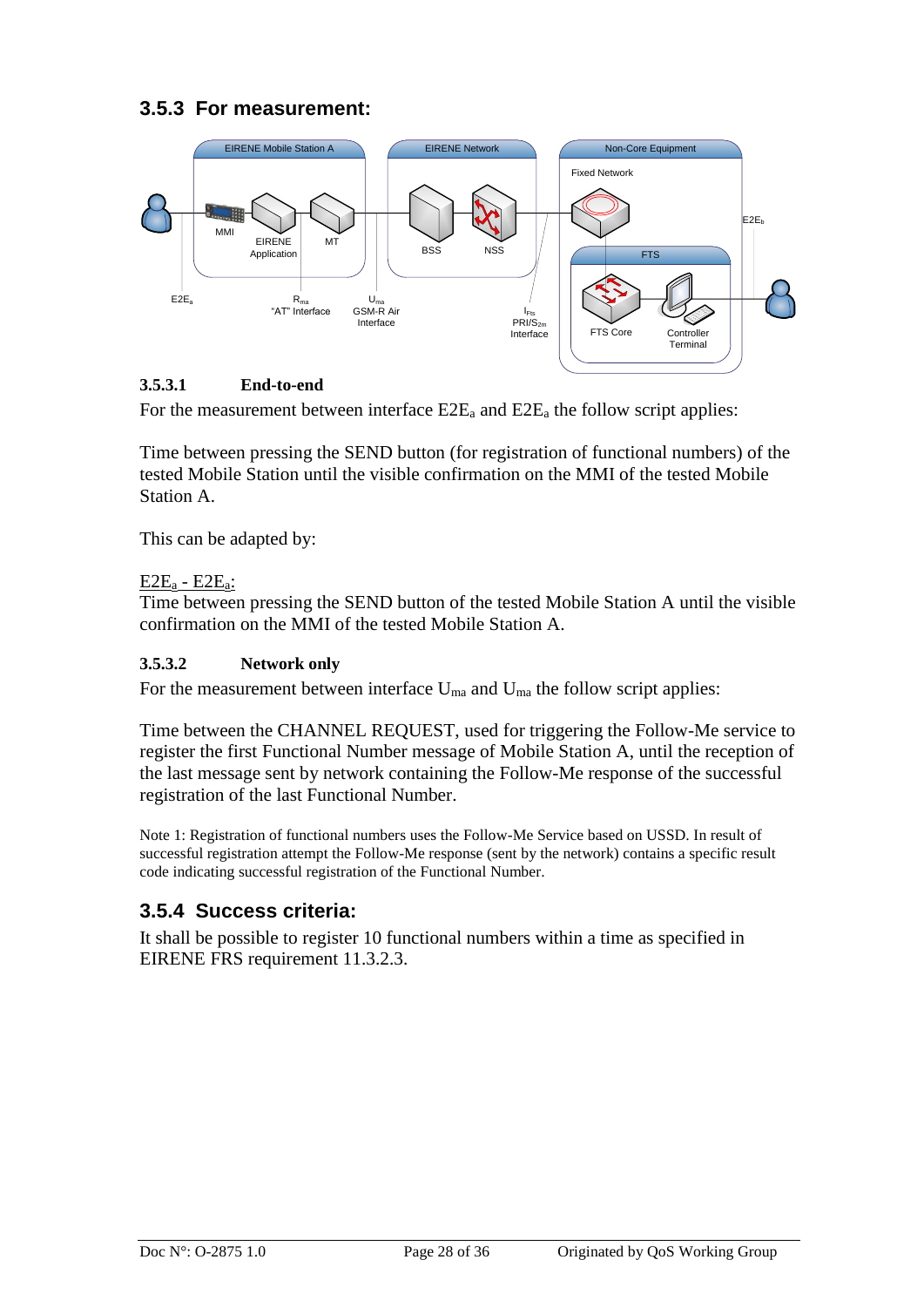### 3.5.3 For measurement:

#### 3.5.3.1 End-to-end

For the measurement between interface $E2E_a$ and $E2E_a$ the follow script applies:

Time between pressing the SEND button (for registration of functional numbers) of the tested Mobile Station until the visible confirmation on the MMI of the tested Mobile Station A.

This can be adapted by:

$E2E_a$ - $E2E_a$:
Time between pressing the SEND button of the tested Mobile Station A until the visible confirmation on the MMI of the tested Mobile Station A.

#### 3.5.3.2 Network only

For the measurement between interface $U_{ma}$ and $U_{ma}$ the follow script applies:

Time between the CHANNEL REQUEST, used for triggering the Follow-Me service to register the first Functional Number message of Mobile Station A, until the reception of the last message sent by network containing the Follow-Me response of the successful registration of the last Functional Number.

Note 1: Registration of functional numbers uses the Follow-Me Service based on USSD. In result of successful registration attempt the Follow-Me response (sent by the network) contains a specific result code indicating successful registration of the Functional Number.

### 3.5.4 Success criteria:

It shall be possible to register 10 functional numbers within a time as specified in EIRENE FRS requirement 11.3.2.3.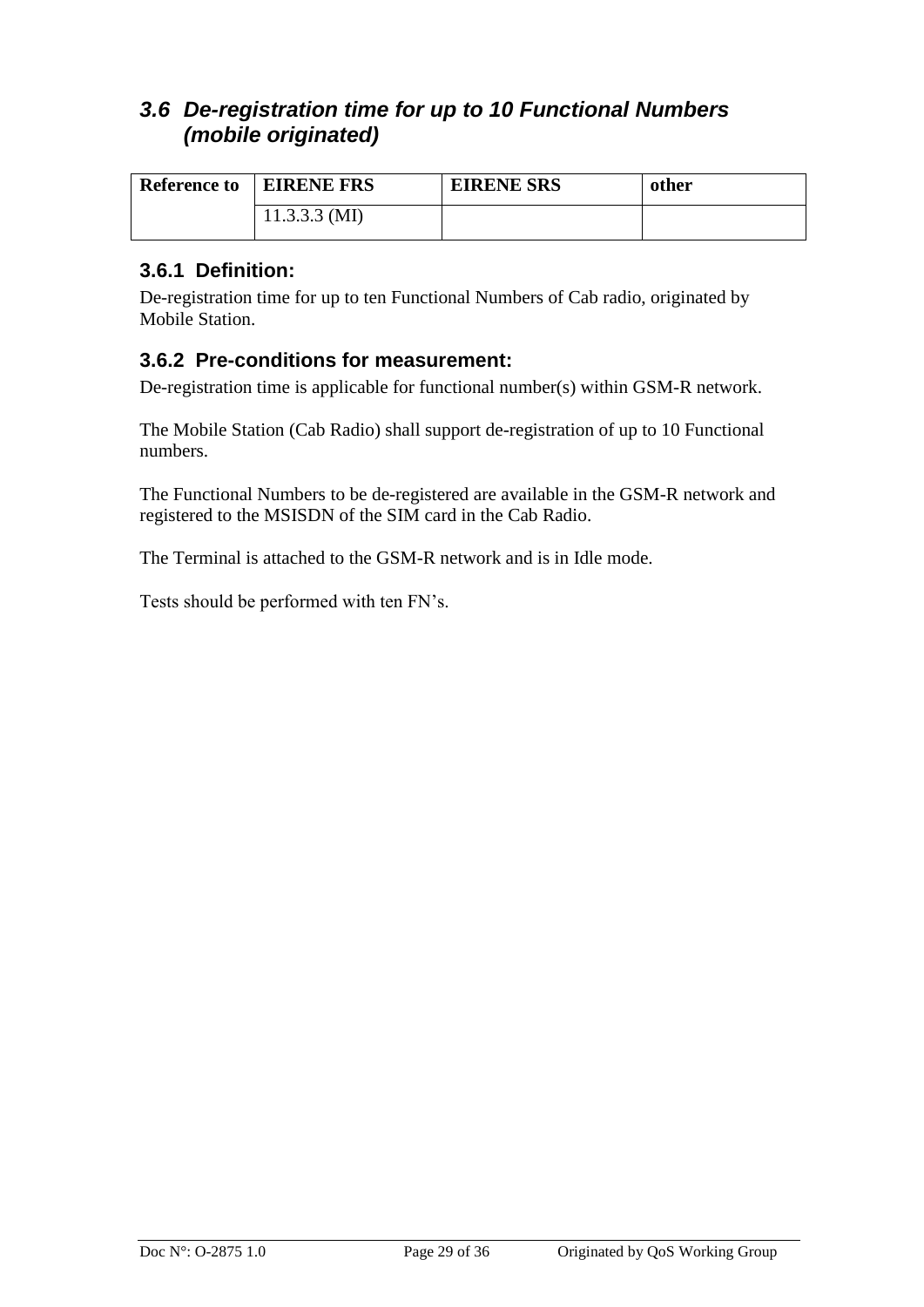## *3.6 De-registration time for up to 10 Functional Numbers (mobile originated)*

| Reference to | EIRENE FRS | EIRENE SRS | other |
|---|---|---|---|
| | 11.3.3.3 (MI) | | |

### 3.6.1 Definition:

De-registration time for up to ten Functional Numbers of Cab radio, originated by Mobile Station.

### 3.6.2 Pre-conditions for measurement:

De-registration time is applicable for functional number(s) within GSM-R network.

The Mobile Station (Cab Radio) shall support de-registration of up to 10 Functional numbers.

The Functional Numbers to be de-registered are available in the GSM-R network and registered to the MSISDN of the SIM card in the Cab Radio.

The Terminal is attached to the GSM-R network and is in Idle mode.

Tests should be performed with ten FN's.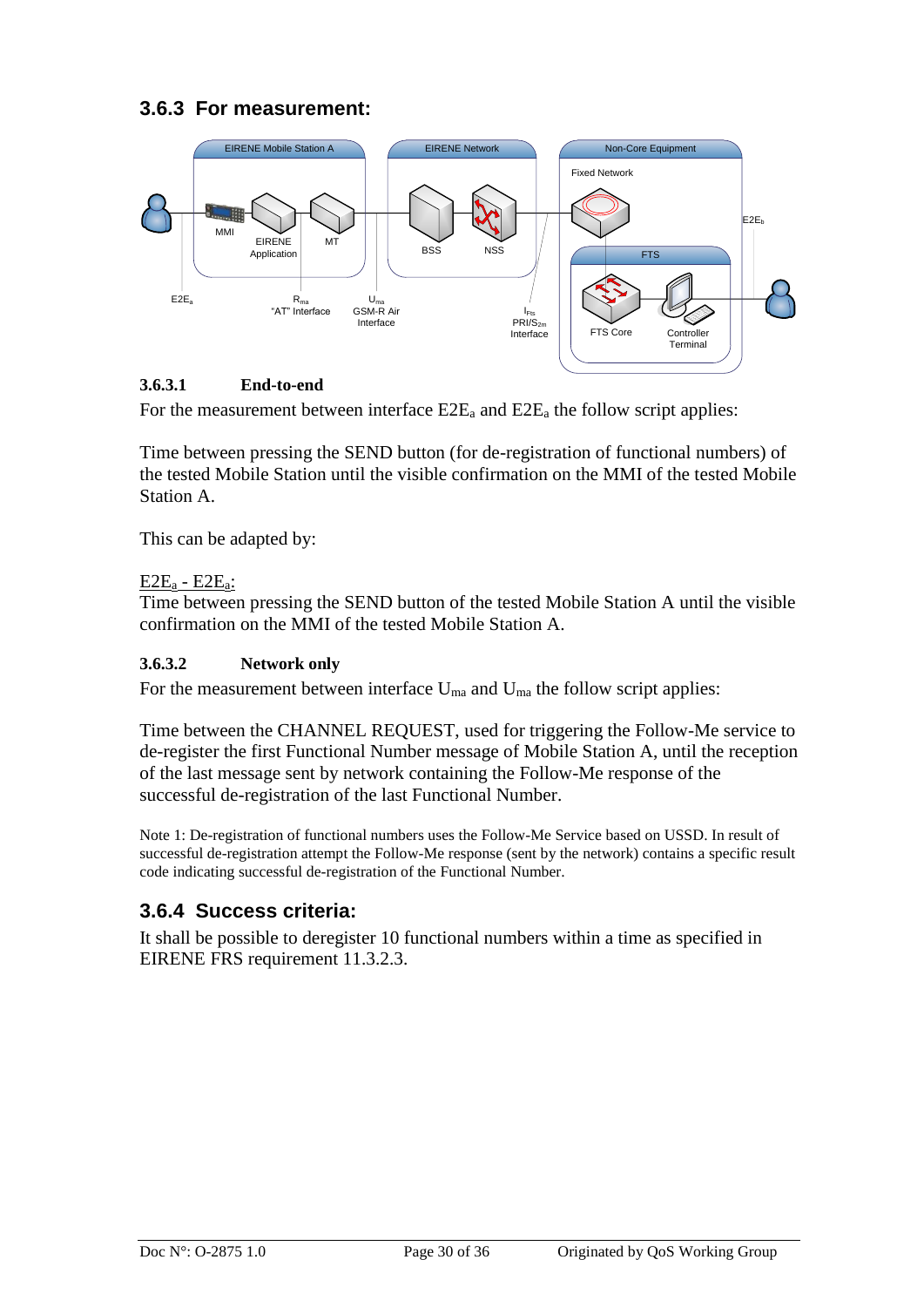## 3.6.3 For measurement:

#### 3.6.3.1 End-to-end

For the measurement between interface $E2E_a$ and $E2E_a$ the follow script applies:

Time between pressing the SEND button (for de-registration of functional numbers) of the tested Mobile Station until the visible confirmation on the MMI of the tested Mobile Station A.

This can be adapted by:

$E2E_a$ - $E2E_a$:
Time between pressing the SEND button of the tested Mobile Station A until the visible confirmation on the MMI of the tested Mobile Station A.

#### 3.6.3.2 Network only

For the measurement between interface $U_{ma}$ and $U_{ma}$ the follow script applies:

Time between the CHANNEL REQUEST, used for triggering the Follow-Me service to de-register the first Functional Number message of Mobile Station A, until the reception of the last message sent by network containing the Follow-Me response of the successful de-registration of the last Functional Number.

Note 1: De-registration of functional numbers uses the Follow-Me Service based on USSD. In result of successful de-registration attempt the Follow-Me response (sent by the network) contains a specific result code indicating successful de-registration of the Functional Number.

## 3.6.4 Success criteria:

It shall be possible to deregister 10 functional numbers within a time as specified in EIRENE FRS requirement 11.3.2.3.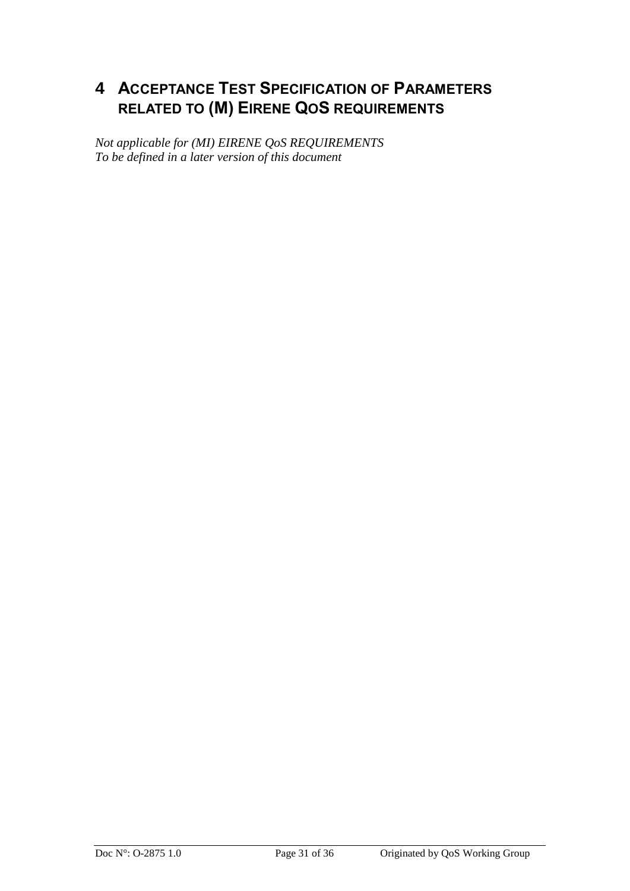# 4 ACCEPTANCE TEST SPECIFICATION OF PARAMETERS RELATED TO (M) EIRENE QOS REQUIREMENTS

*Not applicable for (MI) EIRENE QoS REQUIREMENTS*
*To be defined in a later version of this document*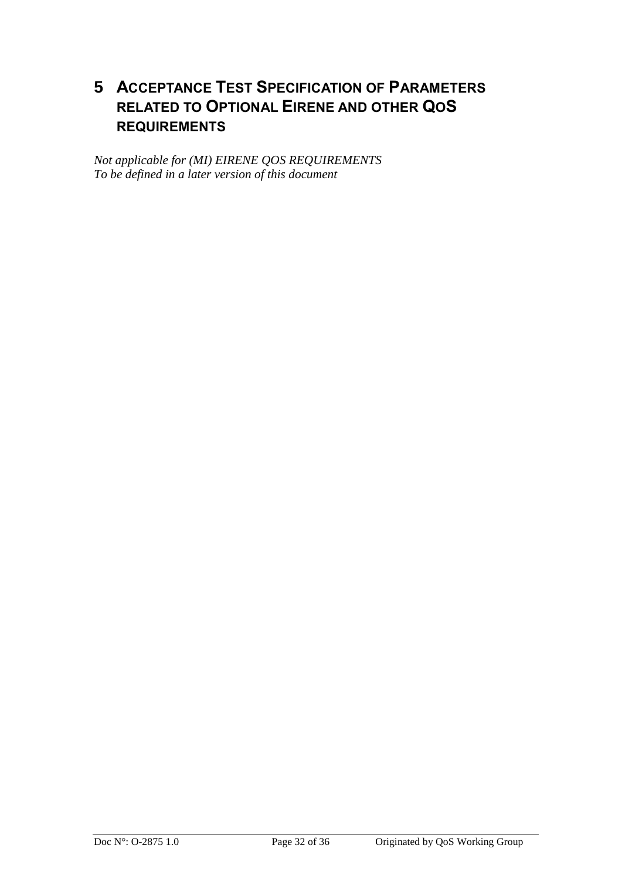# 5 ACCEPTANCE TEST SPECIFICATION OF PARAMETERS RELATED TO OPTIONAL EIRENE AND OTHER QOS REQUIREMENTS

*Not applicable for (MI) EIRENE QOS REQUIREMENTS*
*To be defined in a later version of this document*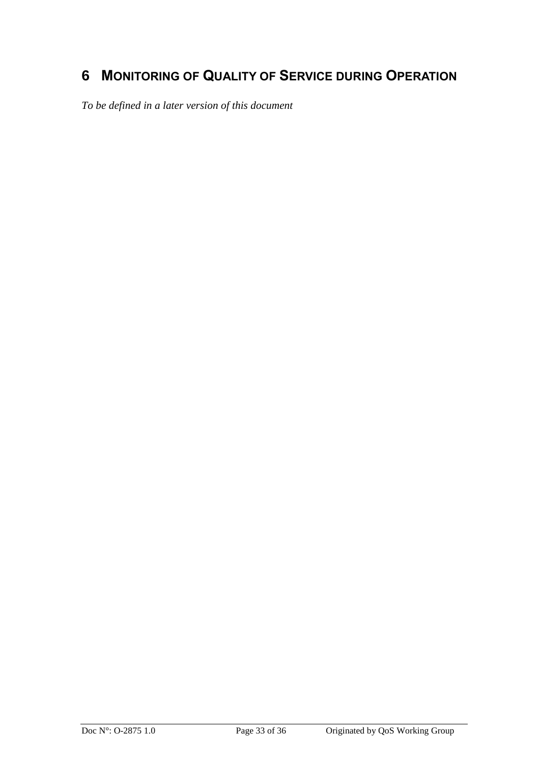# 6 MONITORING OF QUALITY OF SERVICE DURING OPERATION

*To be defined in a later version of this document*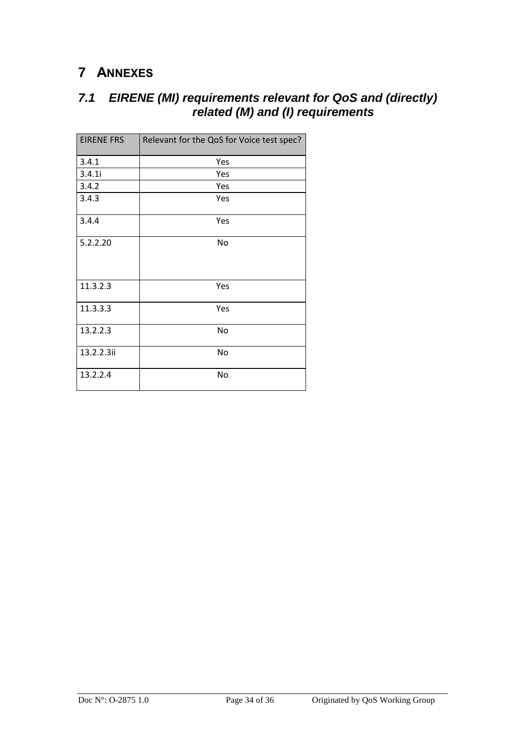# 7 ANNEXES

## *7.1 EIRENE (MI) requirements relevant for QoS and (directly) related (M) and (I) requirements*

| EIRENE FRS | Relevant for the QoS for Voice test spec? |
|---|---|
| 3.4.1 | Yes |
| 3.4.1i | Yes |
| 3.4.2 | Yes |
| 3.4.3 | Yes |
| 3.4.4 | Yes |
| 5.2.2.20 | No |
| 11.3.2.3 | Yes |
| 11.3.3.3 | Yes |
| 13.2.2.3 | No |
| 13.2.2.3ii | No |
| 13.2.2.4 | No |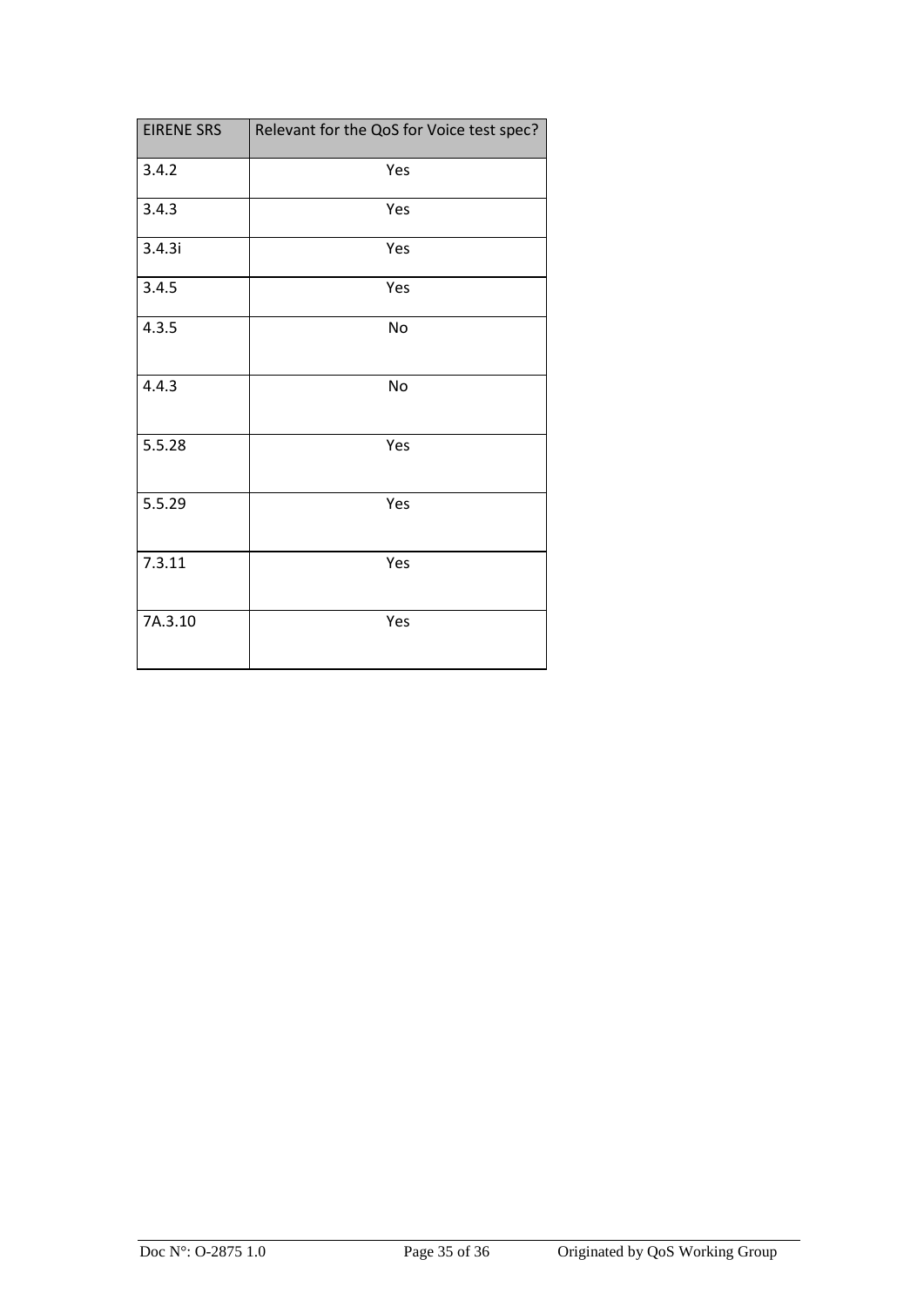| EIRENE SRS | Relevant for the QoS for Voice test spec? |
|---|---|
| 3.4.2 | Yes |
| 3.4.3 | Yes |
| 3.4.3i | Yes |
| 3.4.5 | Yes |
| 4.3.5 | No |
| 4.4.3 | No |
| 5.5.28 | Yes |
| 5.5.29 | Yes |
| 7.3.11 | Yes |
| 7A.3.10 | Yes |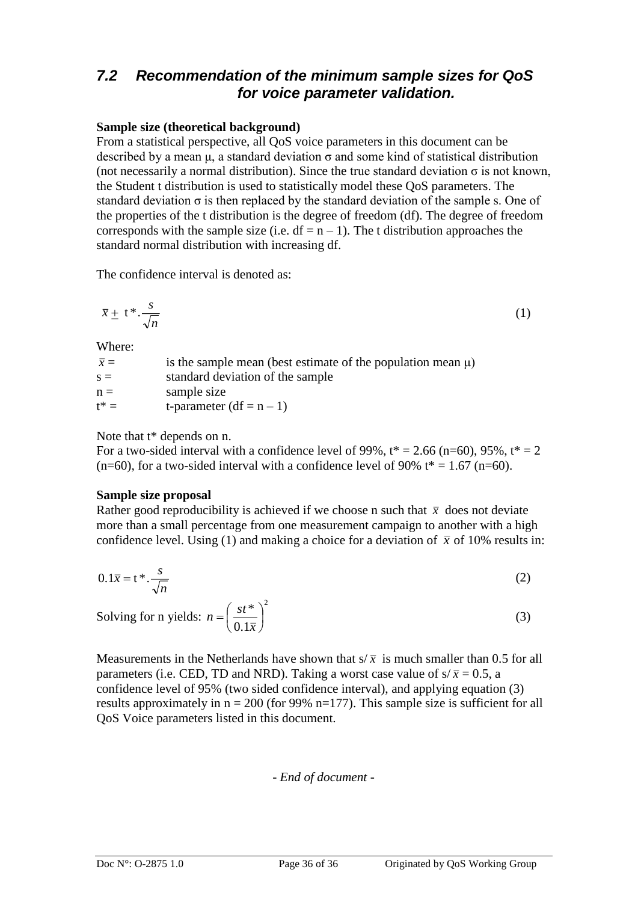## 7.2 Recommendation of the minimum sample sizes for QoS for voice parameter validation.

**Sample size (theoretical background)**

From a statistical perspective, all QoS voice parameters in this document can be described by a mean μ, a standard deviation σ and some kind of statistical distribution (not necessarily a normal distribution). Since the true standard deviation σ is not known, the Student t distribution is used to statistically model these QoS parameters. The standard deviation σ is then replaced by the standard deviation of the sample s. One of the properties of the t distribution is the degree of freedom (df). The degree of freedom corresponds with the sample size (i.e. df = n – 1). The t distribution approaches the standard normal distribution with increasing df.

The confidence interval is denoted as:

$$\bar{x} \pm t^* . \frac{s}{\sqrt{n}} \tag{1}$$

Where:

| | |
|---|---|
| $\bar{x}$ = | is the sample mean (best estimate of the population mean μ) |
| s = | standard deviation of the sample |
| n = | sample size |
| t* = | t-parameter (df = n – 1) |

Note that t* depends on n.

For a two-sided interval with a confidence level of 99%, t* = 2.66 (n=60), 95%, t* = 2 (n=60), for a two-sided interval with a confidence level of 90% t* = 1.67 (n=60).

**Sample size proposal**

Rather good reproducibility is achieved if we choose n such that $\bar{x}$ does not deviate more than a small percentage from one measurement campaign to another with a high confidence level. Using (1) and making a choice for a deviation of $\bar{x}$ of 10% results in:

$$0.1\bar{x} = t^* . \frac{s}{\sqrt{n}} \tag{2}$$

Solving for n yields: $n = \left( \frac{st^*}{0.1\bar{x}} \right)^2$ (3)

Measurements in the Netherlands have shown that s/ $\bar{x}$ is much smaller than 0.5 for all parameters (i.e. CED, TD and NRD). Taking a worst case value of s/ $\bar{x}$ = 0.5, a confidence level of 95% (two sided confidence interval), and applying equation (3) results approximately in n = 200 (for 99% n=177). This sample size is sufficient for all QoS Voice parameters listed in this document.

*- End of document -*